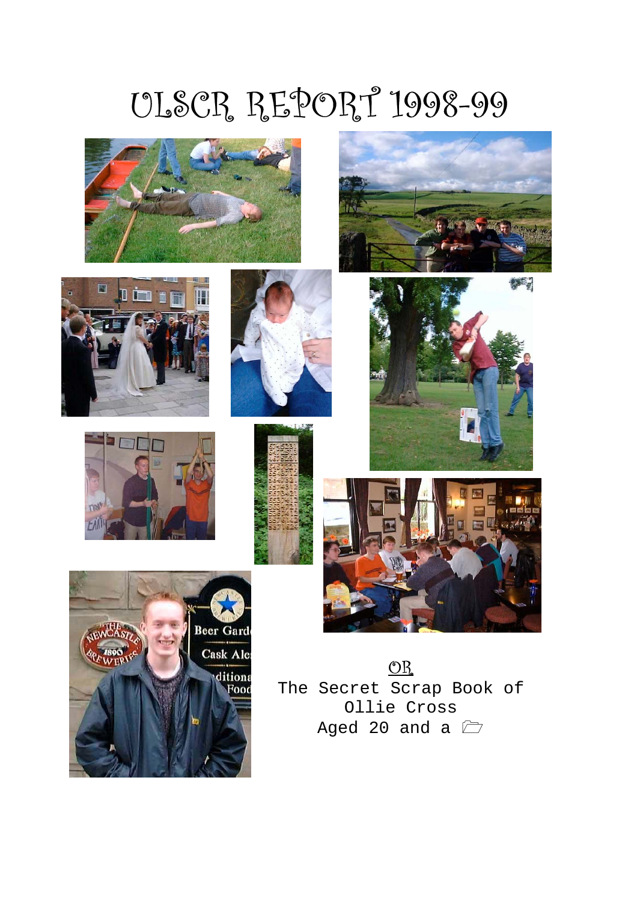# ULSCR REPORT 1998-99

OR

The Secret Scrap Book of
Ollie Cross
Aged 20 and a 🗁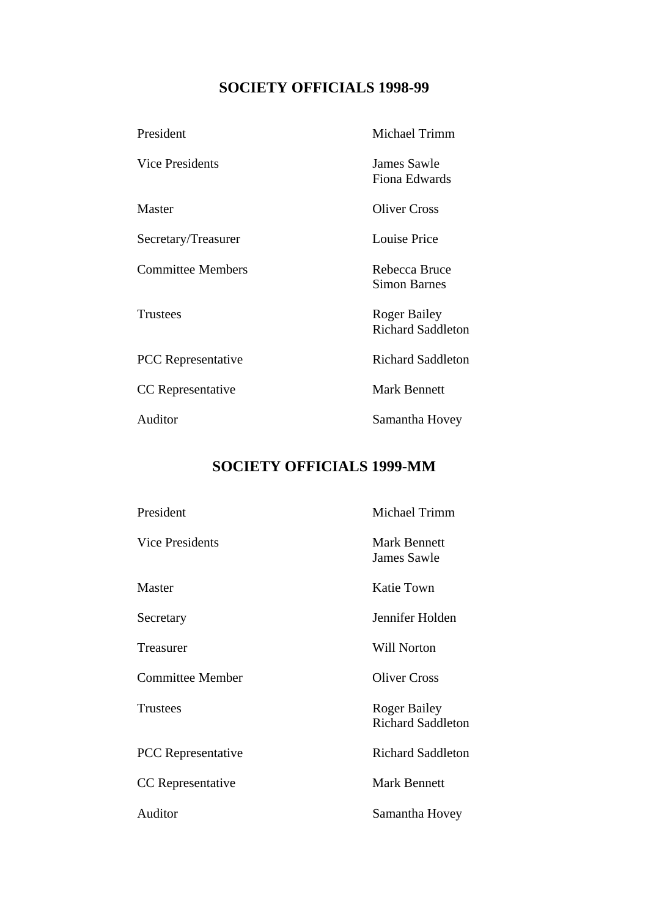## SOCIETY OFFICIALS 1998-99

| | |
|---|---|
| President | Michael Trimm |
| Vice Presidents | James Sawle<br>Fiona Edwards |
| Master | Oliver Cross |
| Secretary/Treasurer | Louise Price |
| Committee Members | Rebecca Bruce<br>Simon Barnes |
| Trustees | Roger Bailey<br>Richard Saddleton |
| PCC Representative | Richard Saddleton |
| CC Representative | Mark Bennett |
| Auditor | Samantha Hovey |

## SOCIETY OFFICIALS 1999-MM

| | |
|---|---|
| President | Michael Trimm |
| Vice Presidents | Mark Bennett<br>James Sawle |
| Master | Katie Town |
| Secretary | Jennifer Holden |
| Treasurer | Will Norton |
| Committee Member | Oliver Cross |
| Trustees | Roger Bailey<br>Richard Saddleton |
| PCC Representative | Richard Saddleton |
| CC Representative | Mark Bennett |
| Auditor | Samantha Hovey |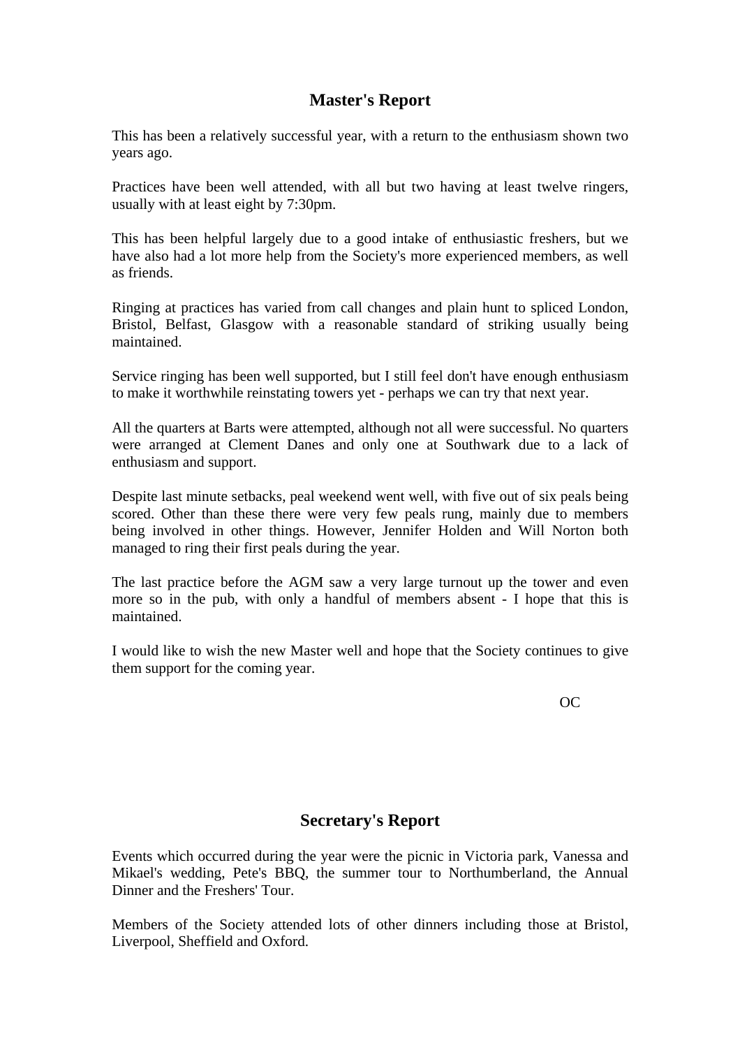## Master's Report

This has been a relatively successful year, with a return to the enthusiasm shown two years ago.

Practices have been well attended, with all but two having at least twelve ringers, usually with at least eight by 7:30pm.

This has been helpful largely due to a good intake of enthusiastic freshers, but we have also had a lot more help from the Society's more experienced members, as well as friends.

Ringing at practices has varied from call changes and plain hunt to spliced London, Bristol, Belfast, Glasgow with a reasonable standard of striking usually being maintained.

Service ringing has been well supported, but I still feel don't have enough enthusiasm to make it worthwhile reinstating towers yet - perhaps we can try that next year.

All the quarters at Barts were attempted, although not all were successful. No quarters were arranged at Clement Danes and only one at Southwark due to a lack of enthusiasm and support.

Despite last minute setbacks, peal weekend went well, with five out of six peals being scored. Other than these there were very few peals rung, mainly due to members being involved in other things. However, Jennifer Holden and Will Norton both managed to ring their first peals during the year.

The last practice before the AGM saw a very large turnout up the tower and even more so in the pub, with only a handful of members absent - I hope that this is maintained.

I would like to wish the new Master well and hope that the Society continues to give them support for the coming year.

OC

## Secretary's Report

Events which occurred during the year were the picnic in Victoria park, Vanessa and Mikael's wedding, Pete's BBQ, the summer tour to Northumberland, the Annual Dinner and the Freshers' Tour.

Members of the Society attended lots of other dinners including those at Bristol, Liverpool, Sheffield and Oxford.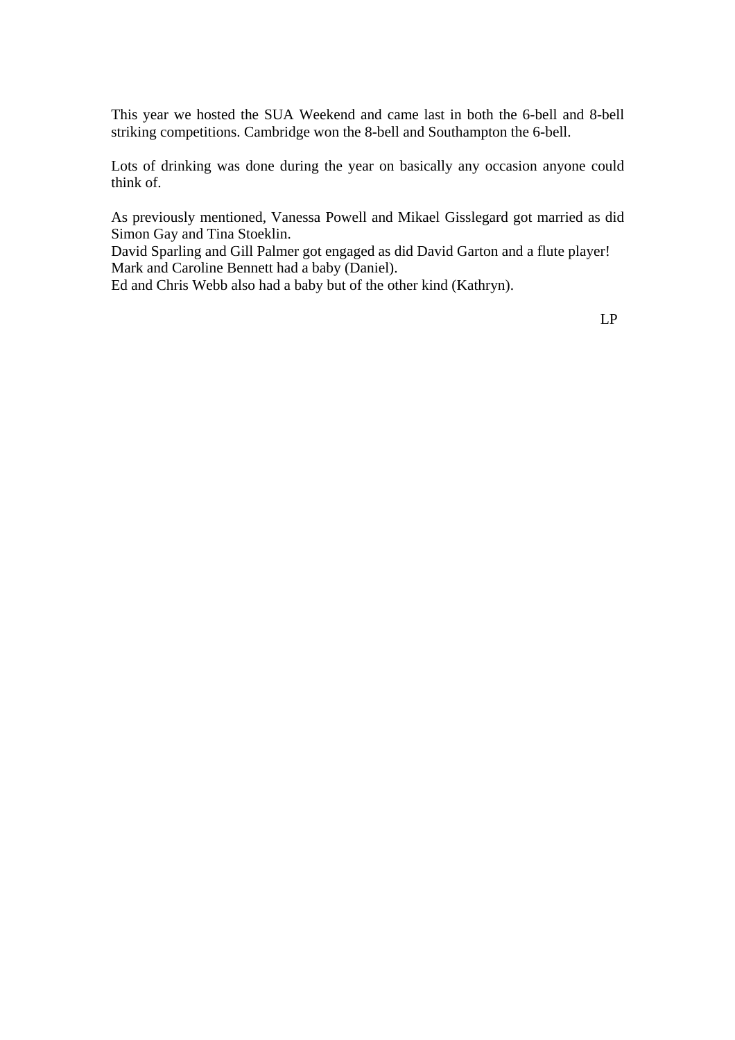This year we hosted the SUA Weekend and came last in both the 6-bell and 8-bell striking competitions. Cambridge won the 8-bell and Southampton the 6-bell.

Lots of drinking was done during the year on basically any occasion anyone could think of.

As previously mentioned, Vanessa Powell and Mikael Gisslegard got married as did Simon Gay and Tina Stoeklin.
David Sparling and Gill Palmer got engaged as did David Garton and a flute player!
Mark and Caroline Bennett had a baby (Daniel).
Ed and Chris Webb also had a baby but of the other kind (Kathryn).

LP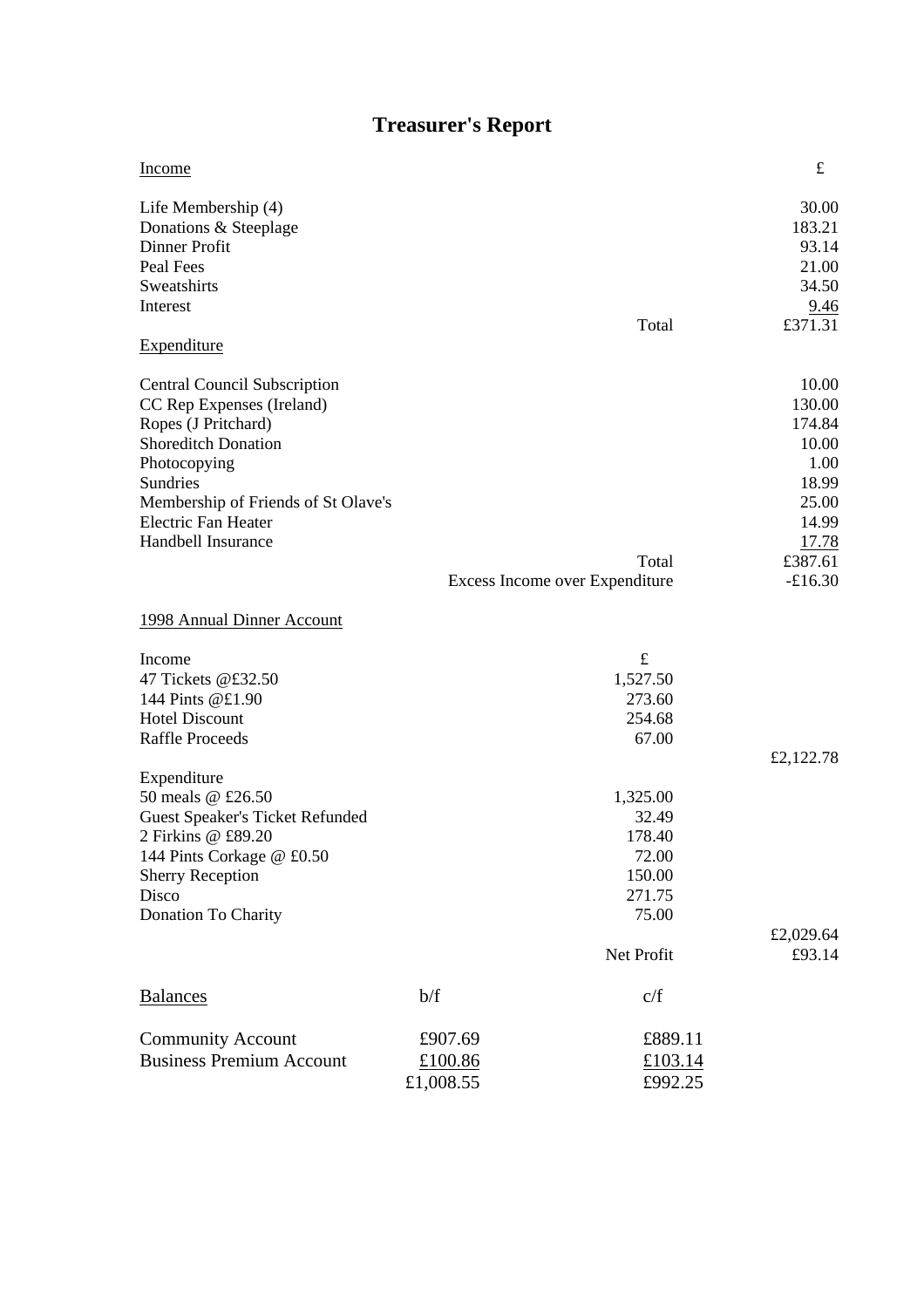# Treasurer's Report

| Income | | £ |
|---|---|---|
| Life Membership (4) | | 30.00 |
| Donations & Steeplage | | 183.21 |
| Dinner Profit | | 93.14 |
| Peal Fees | | 21.00 |
| Sweatshirts | | 34.50 |
| Interest | | 9.46 |
| | Total | £371.31 |

| Expenditure | | |
|---|---|---|
| Central Council Subscription | | 10.00 |
| CC Rep Expenses (Ireland) | | 130.00 |
| Ropes (J Pritchard) | | 174.84 |
| Shoreditch Donation | | 10.00 |
| Photocopying | | 1.00 |
| Sundries | | 18.99 |
| Membership of Friends of St Olave's | | 25.00 |
| Electric Fan Heater | | 14.99 |
| Handbell Insurance | | 17.78 |
| | Total | £387.61 |
| | Excess Income over Expenditure | -£16.30 |

## 1998 Annual Dinner Account

| Income | £ | |
|---|---|---|
| 47 Tickets @£32.50 | 1,527.50 | |
| 144 Pints @£1.90 | 273.60 | |
| Hotel Discount | 254.68 | |
| Raffle Proceeds | 67.00 | |
| | | £2,122.78 |
| **Expenditure** | | |
| 50 meals @ £26.50 | 1,325.00 | |
| Guest Speaker's Ticket Refunded | 32.49 | |
| 2 Firkins @ £89.20 | 178.40 | |
| 144 Pints Corkage @ £0.50 | 72.00 | |
| Sherry Reception | 150.00 | |
| Disco | 271.75 | |
| Donation To Charity | 75.00 | |
| | | £2,029.64 |
| | Net Profit | £93.14 |

| Balances | b/f | c/f |
|---|---|---|
| Community Account | £907.69 | £889.11 |
| Business Premium Account | £100.86 | £103.14 |
| | £1,008.55 | £992.25 |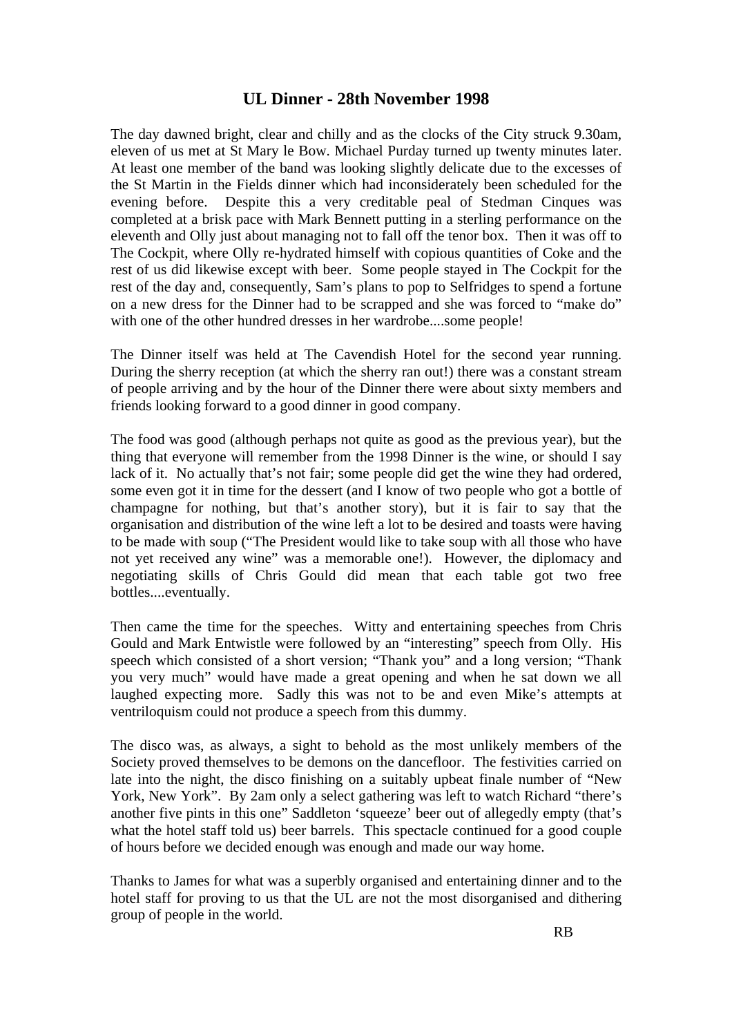# UL Dinner - 28th November 1998

The day dawned bright, clear and chilly and as the clocks of the City struck 9.30am, eleven of us met at St Mary le Bow. Michael Purday turned up twenty minutes later. At least one member of the band was looking slightly delicate due to the excesses of the St Martin in the Fields dinner which had inconsiderately been scheduled for the evening before. Despite this a very creditable peal of Stedman Cinques was completed at a brisk pace with Mark Bennett putting in a sterling performance on the eleventh and Olly just about managing not to fall off the tenor box. Then it was off to The Cockpit, where Olly re-hydrated himself with copious quantities of Coke and the rest of us did likewise except with beer. Some people stayed in The Cockpit for the rest of the day and, consequently, Sam's plans to pop to Selfridges to spend a fortune on a new dress for the Dinner had to be scrapped and she was forced to "make do" with one of the other hundred dresses in her wardrobe....some people!

The Dinner itself was held at The Cavendish Hotel for the second year running. During the sherry reception (at which the sherry ran out!) there was a constant stream of people arriving and by the hour of the Dinner there were about sixty members and friends looking forward to a good dinner in good company.

The food was good (although perhaps not quite as good as the previous year), but the thing that everyone will remember from the 1998 Dinner is the wine, or should I say lack of it. No actually that's not fair; some people did get the wine they had ordered, some even got it in time for the dessert (and I know of two people who got a bottle of champagne for nothing, but that's another story), but it is fair to say that the organisation and distribution of the wine left a lot to be desired and toasts were having to be made with soup ("The President would like to take soup with all those who have not yet received any wine" was a memorable one!). However, the diplomacy and negotiating skills of Chris Gould did mean that each table got two free bottles....eventually.

Then came the time for the speeches. Witty and entertaining speeches from Chris Gould and Mark Entwistle were followed by an "interesting" speech from Olly. His speech which consisted of a short version; "Thank you" and a long version; "Thank you very much" would have made a great opening and when he sat down we all laughed expecting more. Sadly this was not to be and even Mike's attempts at ventriloquism could not produce a speech from this dummy.

The disco was, as always, a sight to behold as the most unlikely members of the Society proved themselves to be demons on the dancefloor. The festivities carried on late into the night, the disco finishing on a suitably upbeat finale number of "New York, New York". By 2am only a select gathering was left to watch Richard "there's another five pints in this one" Saddleton 'squeeze' beer out of allegedly empty (that's what the hotel staff told us) beer barrels. This spectacle continued for a good couple of hours before we decided enough was enough and made our way home.

Thanks to James for what was a superbly organised and entertaining dinner and to the hotel staff for proving to us that the UL are not the most disorganised and dithering group of people in the world.

RB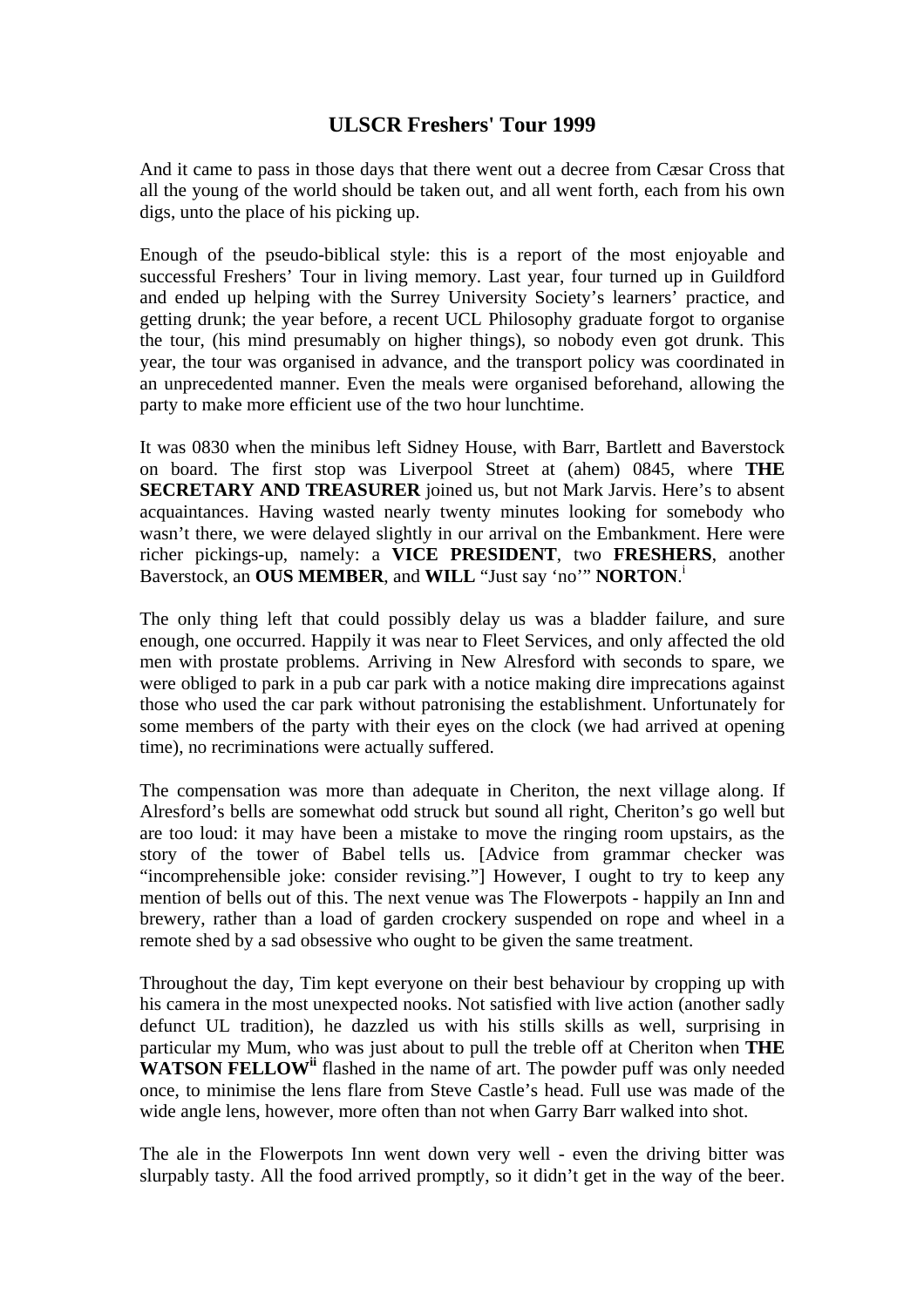## ULSCR Freshers' Tour 1999

And it came to pass in those days that there went out a decree from Cæsar Cross that all the young of the world should be taken out, and all went forth, each from his own digs, unto the place of his picking up.

Enough of the pseudo-biblical style: this is a report of the most enjoyable and successful Freshers' Tour in living memory. Last year, four turned up in Guildford and ended up helping with the Surrey University Society's learners' practice, and getting drunk; the year before, a recent UCL Philosophy graduate forgot to organise the tour, (his mind presumably on higher things), so nobody even got drunk. This year, the tour was organised in advance, and the transport policy was coordinated in an unprecedented manner. Even the meals were organised beforehand, allowing the party to make more efficient use of the two hour lunchtime.

It was 0830 when the minibus left Sidney House, with Barr, Bartlett and Baverstock on board. The first stop was Liverpool Street at (ahem) 0845, where **THE SECRETARY AND TREASURER** joined us, but not Mark Jarvis. Here's to absent acquaintances. Having wasted nearly twenty minutes looking for somebody who wasn't there, we were delayed slightly in our arrival on the Embankment. Here were richer pickings-up, namely: a **VICE PRESIDENT**, two **FRESHERS**, another Baverstock, an **OUS MEMBER**, and **WILL** "Just say 'no'" **NORTON**.[i]

The only thing left that could possibly delay us was a bladder failure, and sure enough, one occurred. Happily it was near to Fleet Services, and only affected the old men with prostate problems. Arriving in New Alresford with seconds to spare, we were obliged to park in a pub car park with a notice making dire imprecations against those who used the car park without patronising the establishment. Unfortunately for some members of the party with their eyes on the clock (we had arrived at opening time), no recriminations were actually suffered.

The compensation was more than adequate in Cheriton, the next village along. If Alresford's bells are somewhat odd struck but sound all right, Cheriton's go well but are too loud: it may have been a mistake to move the ringing room upstairs, as the story of the tower of Babel tells us. [Advice from grammar checker was "incomprehensible joke: consider revising."] However, I ought to try to keep any mention of bells out of this. The next venue was The Flowerpots - happily an Inn and brewery, rather than a load of garden crockery suspended on rope and wheel in a remote shed by a sad obsessive who ought to be given the same treatment.

Throughout the day, Tim kept everyone on their best behaviour by cropping up with his camera in the most unexpected nooks. Not satisfied with live action (another sadly defunct UL tradition), he dazzled us with his stills skills as well, surprising in particular my Mum, who was just about to pull the treble off at Cheriton when **THE WATSON FELLOW**[ii] flashed in the name of art. The powder puff was only needed once, to minimise the lens flare from Steve Castle's head. Full use was made of the wide angle lens, however, more often than not when Garry Barr walked into shot.

The ale in the Flowerpots Inn went down very well - even the driving bitter was slurpably tasty. All the food arrived promptly, so it didn't get in the way of the beer.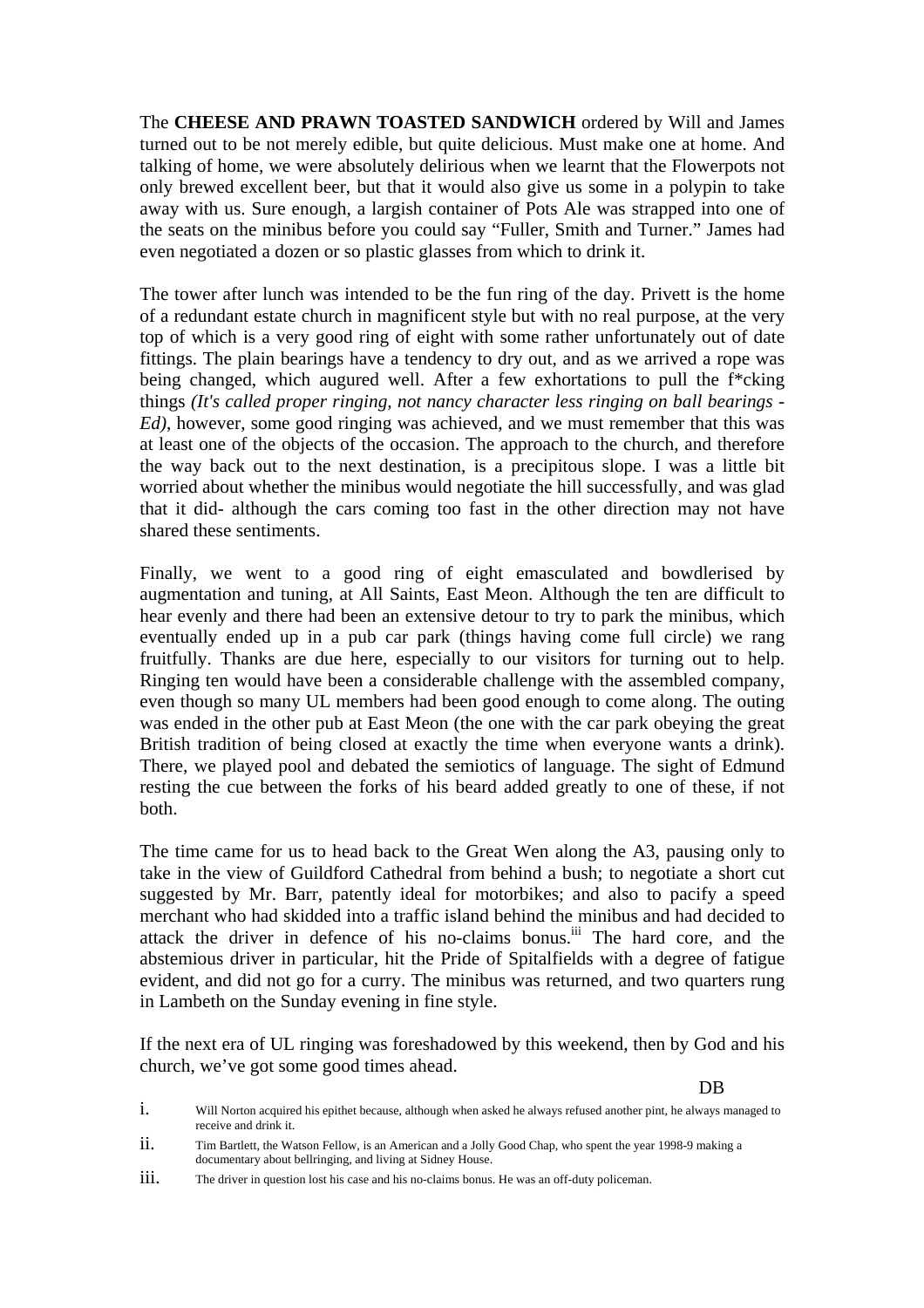The **CHEESE AND PRAWN TOASTED SANDWICH** ordered by Will and James turned out to be not merely edible, but quite delicious. Must make one at home. And talking of home, we were absolutely delirious when we learnt that the Flowerpots not only brewed excellent beer, but that it would also give us some in a polypin to take away with us. Sure enough, a largish container of Pots Ale was strapped into one of the seats on the minibus before you could say "Fuller, Smith and Turner." James had even negotiated a dozen or so plastic glasses from which to drink it.

The tower after lunch was intended to be the fun ring of the day. Privett is the home of a redundant estate church in magnificent style but with no real purpose, at the very top of which is a very good ring of eight with some rather unfortunately out of date fittings. The plain bearings have a tendency to dry out, and as we arrived a rope was being changed, which augured well. After a few exhortations to pull the f*cking things *(It's called proper ringing, not nancy character less ringing on ball bearings - Ed)*, however, some good ringing was achieved, and we must remember that this was at least one of the objects of the occasion. The approach to the church, and therefore the way back out to the next destination, is a precipitous slope. I was a little bit worried about whether the minibus would negotiate the hill successfully, and was glad that it did- although the cars coming too fast in the other direction may not have shared these sentiments.

Finally, we went to a good ring of eight emasculated and bowdlerised by augmentation and tuning, at All Saints, East Meon. Although the ten are difficult to hear evenly and there had been an extensive detour to try to park the minibus, which eventually ended up in a pub car park (things having come full circle) we rang fruitfully. Thanks are due here, especially to our visitors for turning out to help. Ringing ten would have been a considerable challenge with the assembled company, even though so many UL members had been good enough to come along. The outing was ended in the other pub at East Meon (the one with the car park obeying the great British tradition of being closed at exactly the time when everyone wants a drink). There, we played pool and debated the semiotics of language. The sight of Edmund resting the cue between the forks of his beard added greatly to one of these, if not both.

The time came for us to head back to the Great Wen along the A3, pausing only to take in the view of Guildford Cathedral from behind a bush; to negotiate a short cut suggested by Mr. Barr, patently ideal for motorbikes; and also to pacify a speed merchant who had skidded into a traffic island behind the minibus and had decided to attack the driver in defence of his no-claims bonus.[iii] The hard core, and the abstemious driver in particular, hit the Pride of Spitalfields with a degree of fatigue evident, and did not go for a curry. The minibus was returned, and two quarters rung in Lambeth on the Sunday evening in fine style.

If the next era of UL ringing was foreshadowed by this weekend, then by God and his church, we've got some good times ahead.

DB

i. Will Norton acquired his epithet because, although when asked he always refused another pint, he always managed to receive and drink it.

ii. Tim Bartlett, the Watson Fellow, is an American and a Jolly Good Chap, who spent the year 1998-9 making a documentary about bellringing, and living at Sidney House.

iii. The driver in question lost his case and his no-claims bonus. He was an off-duty policeman.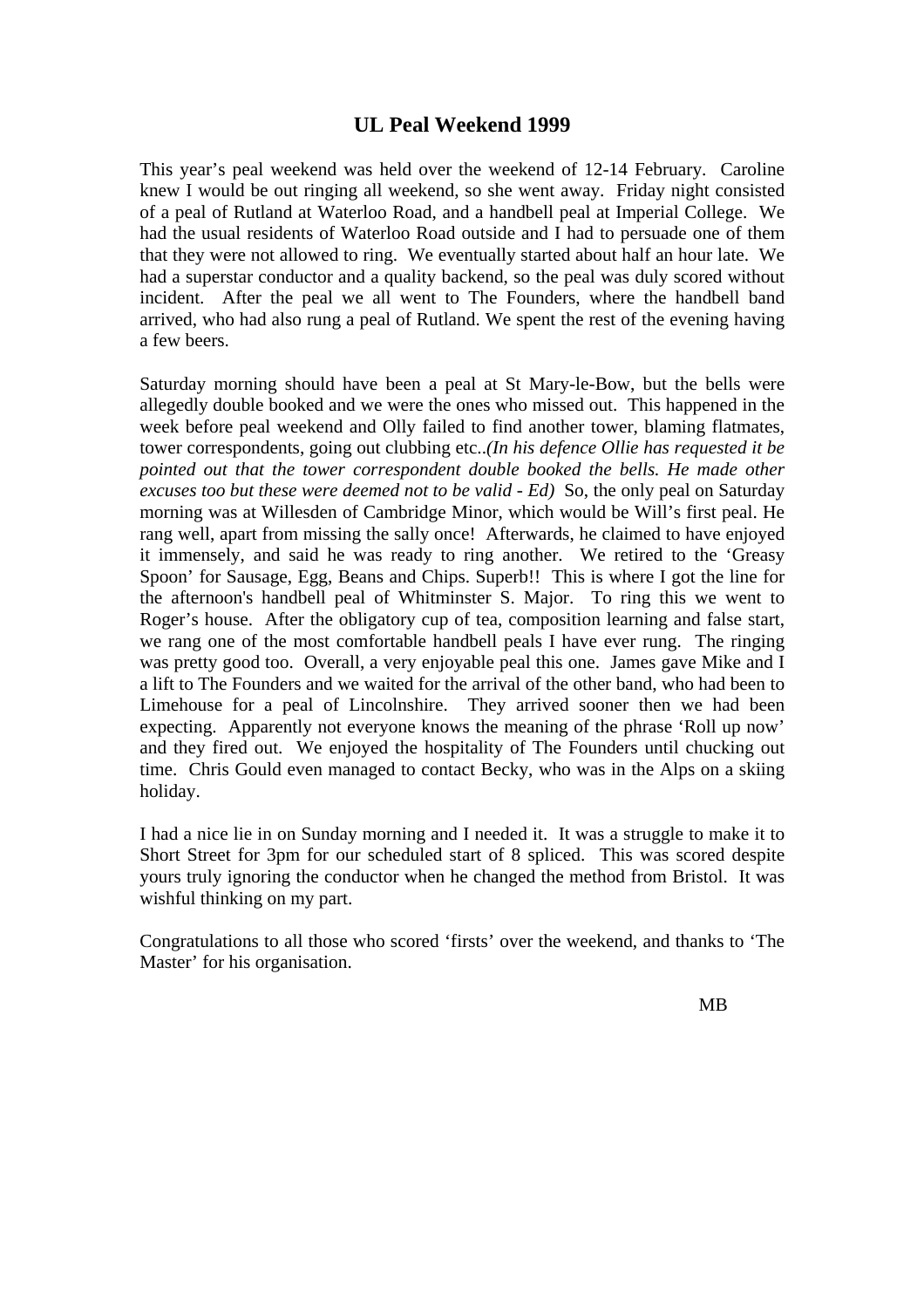## UL Peal Weekend 1999

This year's peal weekend was held over the weekend of 12-14 February. Caroline knew I would be out ringing all weekend, so she went away. Friday night consisted of a peal of Rutland at Waterloo Road, and a handbell peal at Imperial College. We had the usual residents of Waterloo Road outside and I had to persuade one of them that they were not allowed to ring. We eventually started about half an hour late. We had a superstar conductor and a quality backend, so the peal was duly scored without incident. After the peal we all went to The Founders, where the handbell band arrived, who had also rung a peal of Rutland. We spent the rest of the evening having a few beers.

Saturday morning should have been a peal at St Mary-le-Bow, but the bells were allegedly double booked and we were the ones who missed out. This happened in the week before peal weekend and Olly failed to find another tower, blaming flatmates, tower correspondents, going out clubbing etc.*.(In his defence Ollie has requested it be pointed out that the tower correspondent double booked the bells. He made other excuses too but these were deemed not to be valid - Ed)* So, the only peal on Saturday morning was at Willesden of Cambridge Minor, which would be Will's first peal. He rang well, apart from missing the sally once! Afterwards, he claimed to have enjoyed it immensely, and said he was ready to ring another. We retired to the 'Greasy Spoon' for Sausage, Egg, Beans and Chips. Superb!! This is where I got the line for the afternoon's handbell peal of Whitminster S. Major. To ring this we went to Roger's house. After the obligatory cup of tea, composition learning and false start, we rang one of the most comfortable handbell peals I have ever rung. The ringing was pretty good too. Overall, a very enjoyable peal this one. James gave Mike and I a lift to The Founders and we waited for the arrival of the other band, who had been to Limehouse for a peal of Lincolnshire. They arrived sooner then we had been expecting. Apparently not everyone knows the meaning of the phrase 'Roll up now' and they fired out. We enjoyed the hospitality of The Founders until chucking out time. Chris Gould even managed to contact Becky, who was in the Alps on a skiing holiday.

I had a nice lie in on Sunday morning and I needed it. It was a struggle to make it to Short Street for 3pm for our scheduled start of 8 spliced. This was scored despite yours truly ignoring the conductor when he changed the method from Bristol. It was wishful thinking on my part.

Congratulations to all those who scored 'firsts' over the weekend, and thanks to 'The Master' for his organisation.

MB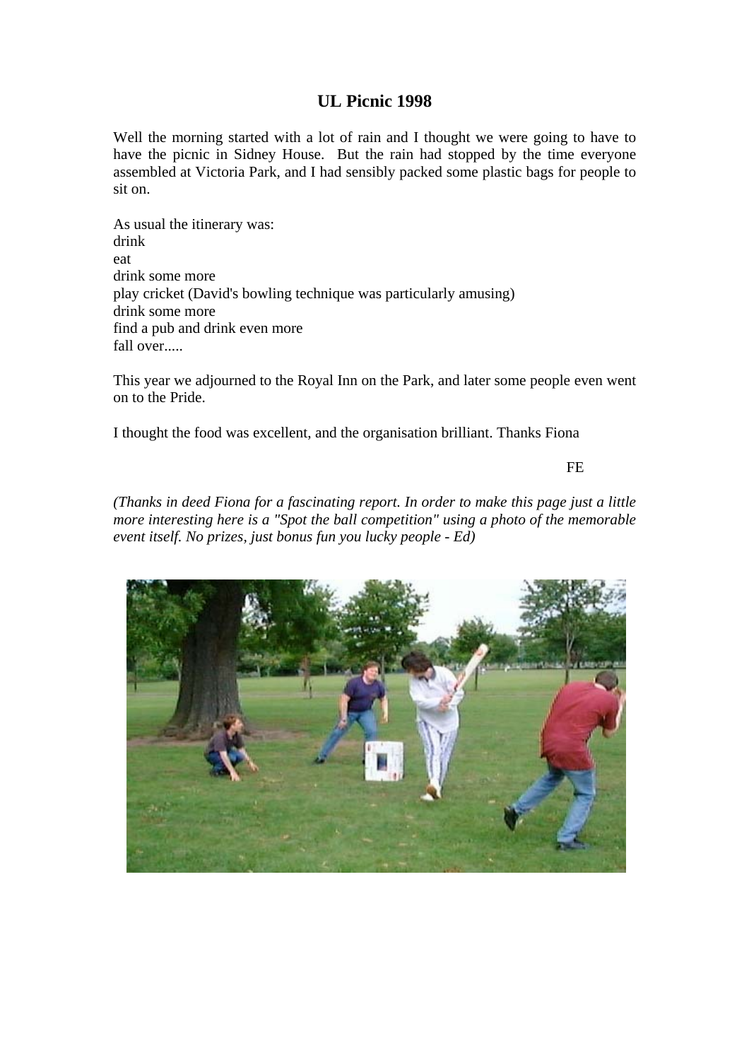## UL Picnic 1998

Well the morning started with a lot of rain and I thought we were going to have to have the picnic in Sidney House. But the rain had stopped by the time everyone assembled at Victoria Park, and I had sensibly packed some plastic bags for people to sit on.

As usual the itinerary was:
drink
eat
drink some more
play cricket (David's bowling technique was particularly amusing)
drink some more
find a pub and drink even more
fall over.....

This year we adjourned to the Royal Inn on the Park, and later some people even went on to the Pride.

I thought the food was excellent, and the organisation brilliant. Thanks Fiona

FE

*(Thanks in deed Fiona for a fascinating report. In order to make this page just a little more interesting here is a "Spot the ball competition" using a photo of the memorable event itself. No prizes, just bonus fun you lucky people - Ed)*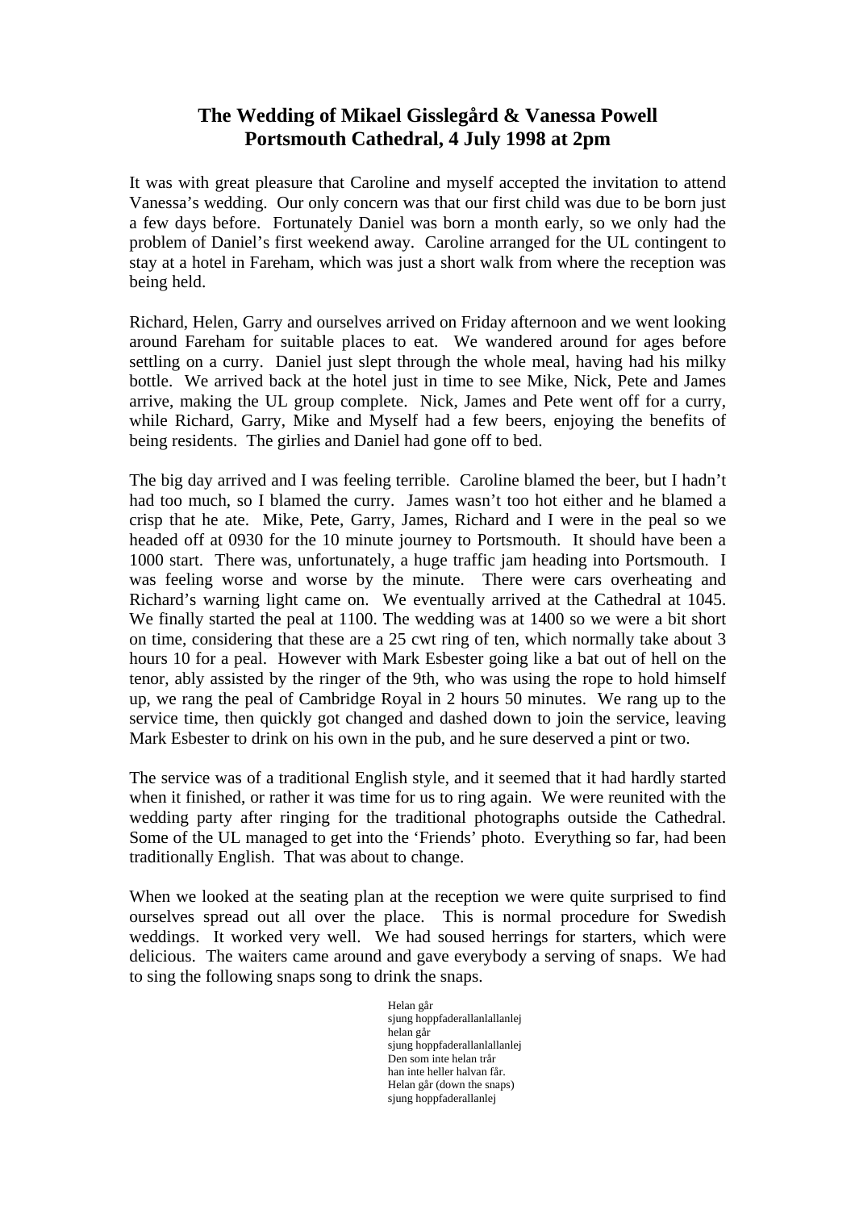# The Wedding of Mikael Gisslegård & Vanessa Powell
# Portsmouth Cathedral, 4 July 1998 at 2pm

It was with great pleasure that Caroline and myself accepted the invitation to attend Vanessa's wedding. Our only concern was that our first child was due to be born just a few days before. Fortunately Daniel was born a month early, so we only had the problem of Daniel's first weekend away. Caroline arranged for the UL contingent to stay at a hotel in Fareham, which was just a short walk from where the reception was being held.

Richard, Helen, Garry and ourselves arrived on Friday afternoon and we went looking around Fareham for suitable places to eat. We wandered around for ages before settling on a curry. Daniel just slept through the whole meal, having had his milky bottle. We arrived back at the hotel just in time to see Mike, Nick, Pete and James arrive, making the UL group complete. Nick, James and Pete went off for a curry, while Richard, Garry, Mike and Myself had a few beers, enjoying the benefits of being residents. The girlies and Daniel had gone off to bed.

The big day arrived and I was feeling terrible. Caroline blamed the beer, but I hadn't had too much, so I blamed the curry. James wasn't too hot either and he blamed a crisp that he ate. Mike, Pete, Garry, James, Richard and I were in the peal so we headed off at 0930 for the 10 minute journey to Portsmouth. It should have been a 1000 start. There was, unfortunately, a huge traffic jam heading into Portsmouth. I was feeling worse and worse by the minute. There were cars overheating and Richard's warning light came on. We eventually arrived at the Cathedral at 1045. We finally started the peal at 1100. The wedding was at 1400 so we were a bit short on time, considering that these are a 25 cwt ring of ten, which normally take about 3 hours 10 for a peal. However with Mark Esbester going like a bat out of hell on the tenor, ably assisted by the ringer of the 9th, who was using the rope to hold himself up, we rang the peal of Cambridge Royal in 2 hours 50 minutes. We rang up to the service time, then quickly got changed and dashed down to join the service, leaving Mark Esbester to drink on his own in the pub, and he sure deserved a pint or two.

The service was of a traditional English style, and it seemed that it had hardly started when it finished, or rather it was time for us to ring again. We were reunited with the wedding party after ringing for the traditional photographs outside the Cathedral. Some of the UL managed to get into the 'Friends' photo. Everything so far, had been traditionally English. That was about to change.

When we looked at the seating plan at the reception we were quite surprised to find ourselves spread out all over the place. This is normal procedure for Swedish weddings. It worked very well. We had soused herrings for starters, which were delicious. The waiters came around and gave everybody a serving of snaps. We had to sing the following snaps song to drink the snaps.

Helan går  
sjung hoppfaderallanlallanlej  
helan går  
sjung hoppfaderallanlallanlej  
Den som inte helan trår  
han inte heller halvan får.  
Helan går (down the snaps)  
sjung hoppfaderallanlej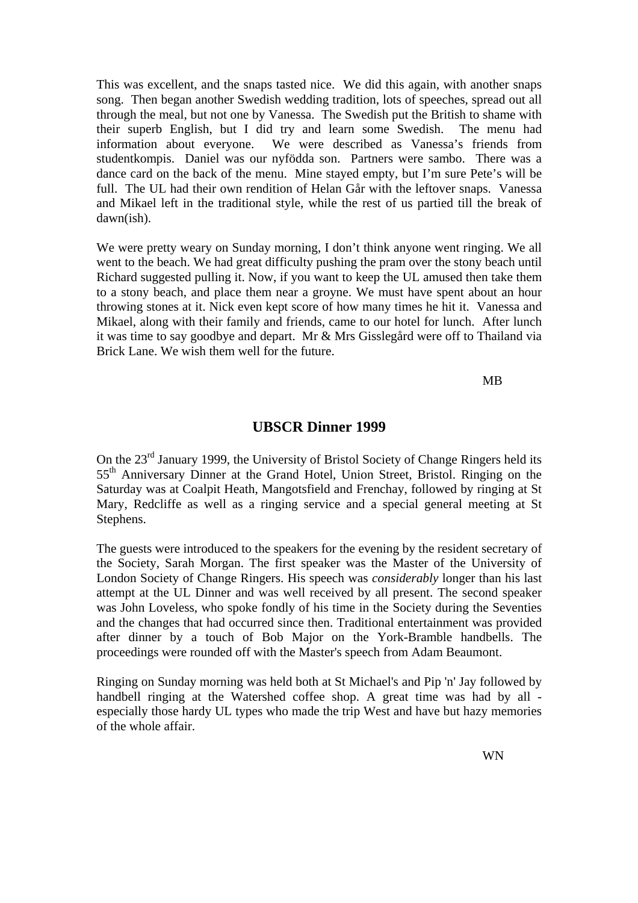This was excellent, and the snaps tasted nice. We did this again, with another snaps song. Then began another Swedish wedding tradition, lots of speeches, spread out all through the meal, but not one by Vanessa. The Swedish put the British to shame with their superb English, but I did try and learn some Swedish. The menu had information about everyone. We were described as Vanessa's friends from studentkompis. Daniel was our nyfödda son. Partners were sambo. There was a dance card on the back of the menu. Mine stayed empty, but I'm sure Pete's will be full. The UL had their own rendition of Helan Går with the leftover snaps. Vanessa and Mikael left in the traditional style, while the rest of us partied till the break of dawn(ish).

We were pretty weary on Sunday morning, I don't think anyone went ringing. We all went to the beach. We had great difficulty pushing the pram over the stony beach until Richard suggested pulling it. Now, if you want to keep the UL amused then take them to a stony beach, and place them near a groyne. We must have spent about an hour throwing stones at it. Nick even kept score of how many times he hit it. Vanessa and Mikael, along with their family and friends, came to our hotel for lunch. After lunch it was time to say goodbye and depart. Mr & Mrs Gisslegård were off to Thailand via Brick Lane. We wish them well for the future.

MB

## UBSCR Dinner 1999

On the 23rd January 1999, the University of Bristol Society of Change Ringers held its 55th Anniversary Dinner at the Grand Hotel, Union Street, Bristol. Ringing on the Saturday was at Coalpit Heath, Mangotsfield and Frenchay, followed by ringing at St Mary, Redcliffe as well as a ringing service and a special general meeting at St Stephens.

The guests were introduced to the speakers for the evening by the resident secretary of the Society, Sarah Morgan. The first speaker was the Master of the University of London Society of Change Ringers. His speech was *considerably* longer than his last attempt at the UL Dinner and was well received by all present. The second speaker was John Loveless, who spoke fondly of his time in the Society during the Seventies and the changes that had occurred since then. Traditional entertainment was provided after dinner by a touch of Bob Major on the York-Bramble handbells. The proceedings were rounded off with the Master's speech from Adam Beaumont.

Ringing on Sunday morning was held both at St Michael's and Pip 'n' Jay followed by handbell ringing at the Watershed coffee shop. A great time was had by all - especially those hardy UL types who made the trip West and have but hazy memories of the whole affair.

WN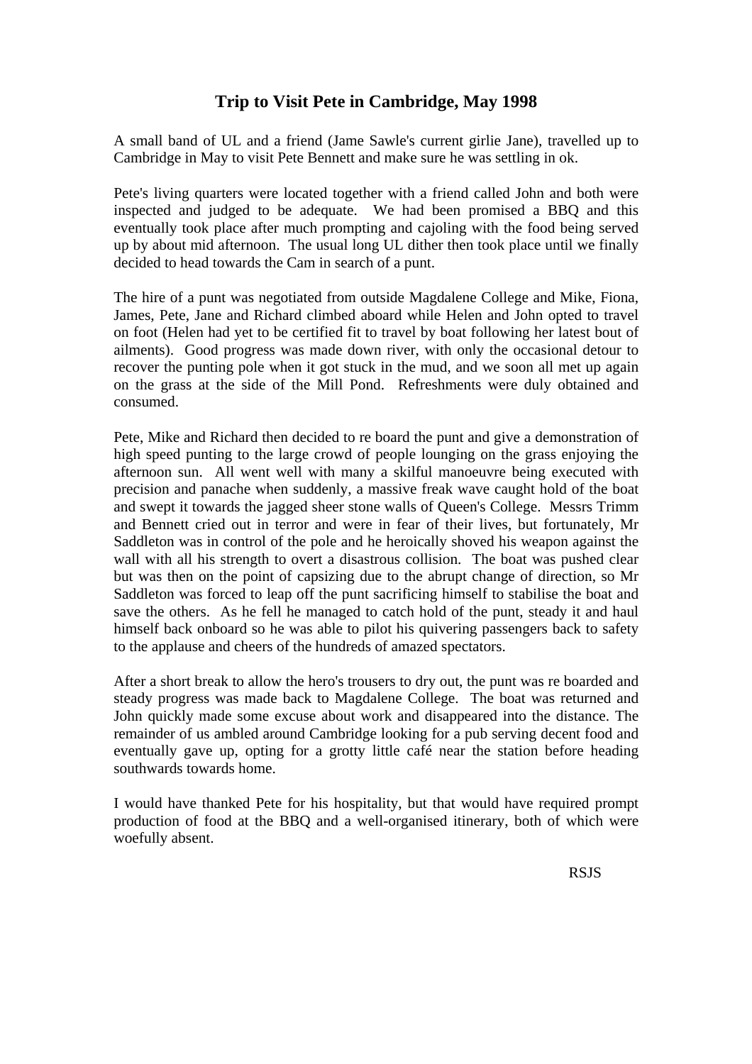# Trip to Visit Pete in Cambridge, May 1998

A small band of UL and a friend (Jame Sawle's current girlie Jane), travelled up to Cambridge in May to visit Pete Bennett and make sure he was settling in ok.

Pete's living quarters were located together with a friend called John and both were inspected and judged to be adequate. We had been promised a BBQ and this eventually took place after much prompting and cajoling with the food being served up by about mid afternoon. The usual long UL dither then took place until we finally decided to head towards the Cam in search of a punt.

The hire of a punt was negotiated from outside Magdalene College and Mike, Fiona, James, Pete, Jane and Richard climbed aboard while Helen and John opted to travel on foot (Helen had yet to be certified fit to travel by boat following her latest bout of ailments). Good progress was made down river, with only the occasional detour to recover the punting pole when it got stuck in the mud, and we soon all met up again on the grass at the side of the Mill Pond. Refreshments were duly obtained and consumed.

Pete, Mike and Richard then decided to re board the punt and give a demonstration of high speed punting to the large crowd of people lounging on the grass enjoying the afternoon sun. All went well with many a skilful manoeuvre being executed with precision and panache when suddenly, a massive freak wave caught hold of the boat and swept it towards the jagged sheer stone walls of Queen's College. Messrs Trimm and Bennett cried out in terror and were in fear of their lives, but fortunately, Mr Saddleton was in control of the pole and he heroically shoved his weapon against the wall with all his strength to overt a disastrous collision. The boat was pushed clear but was then on the point of capsizing due to the abrupt change of direction, so Mr Saddleton was forced to leap off the punt sacrificing himself to stabilise the boat and save the others. As he fell he managed to catch hold of the punt, steady it and haul himself back onboard so he was able to pilot his quivering passengers back to safety to the applause and cheers of the hundreds of amazed spectators.

After a short break to allow the hero's trousers to dry out, the punt was re boarded and steady progress was made back to Magdalene College. The boat was returned and John quickly made some excuse about work and disappeared into the distance. The remainder of us ambled around Cambridge looking for a pub serving decent food and eventually gave up, opting for a grotty little café near the station before heading southwards towards home.

I would have thanked Pete for his hospitality, but that would have required prompt production of food at the BBQ and a well-organised itinerary, both of which were woefully absent.

RSJS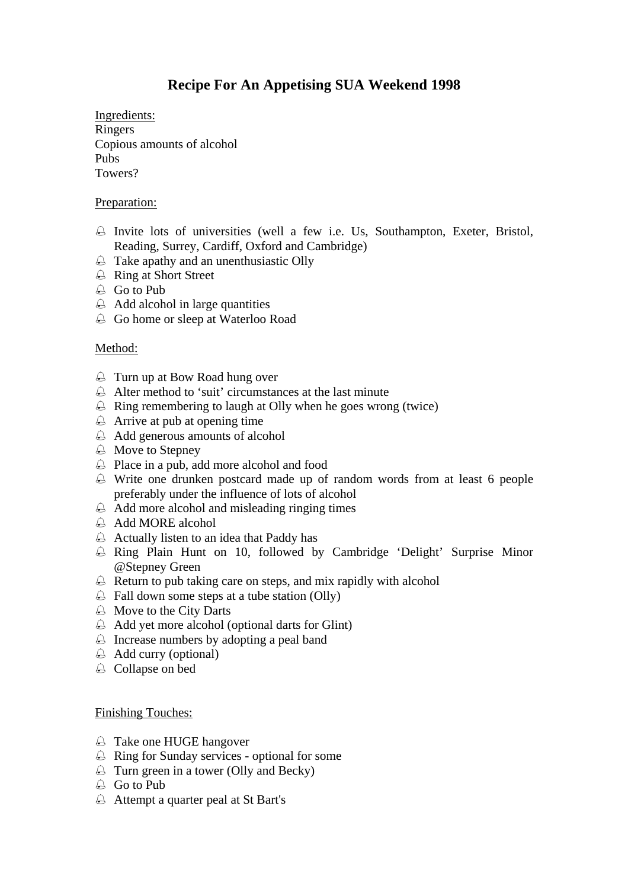# Recipe For An Appetising SUA Weekend 1998

Ingredients:
Ringers
Copious amounts of alcohol
Pubs
Towers?

Preparation:

- Invite lots of universities (well a few i.e. Us, Southampton, Exeter, Bristol, Reading, Surrey, Cardiff, Oxford and Cambridge)
- Take apathy and an unenthusiastic Olly
- Ring at Short Street
- Go to Pub
- Add alcohol in large quantities
- Go home or sleep at Waterloo Road

Method:

- Turn up at Bow Road hung over
- Alter method to 'suit' circumstances at the last minute
- Ring remembering to laugh at Olly when he goes wrong (twice)
- Arrive at pub at opening time
- Add generous amounts of alcohol
- Move to Stepney
- Place in a pub, add more alcohol and food
- Write one drunken postcard made up of random words from at least 6 people preferably under the influence of lots of alcohol
- Add more alcohol and misleading ringing times
- Add MORE alcohol
- Actually listen to an idea that Paddy has
- Ring Plain Hunt on 10, followed by Cambridge 'Delight' Surprise Minor @Stepney Green
- Return to pub taking care on steps, and mix rapidly with alcohol
- Fall down some steps at a tube station (Olly)
- Move to the City Darts
- Add yet more alcohol (optional darts for Glint)
- Increase numbers by adopting a peal band
- Add curry (optional)
- Collapse on bed

Finishing Touches:

- Take one HUGE hangover
- Ring for Sunday services - optional for some
- Turn green in a tower (Olly and Becky)
- Go to Pub
- Attempt a quarter peal at St Bart's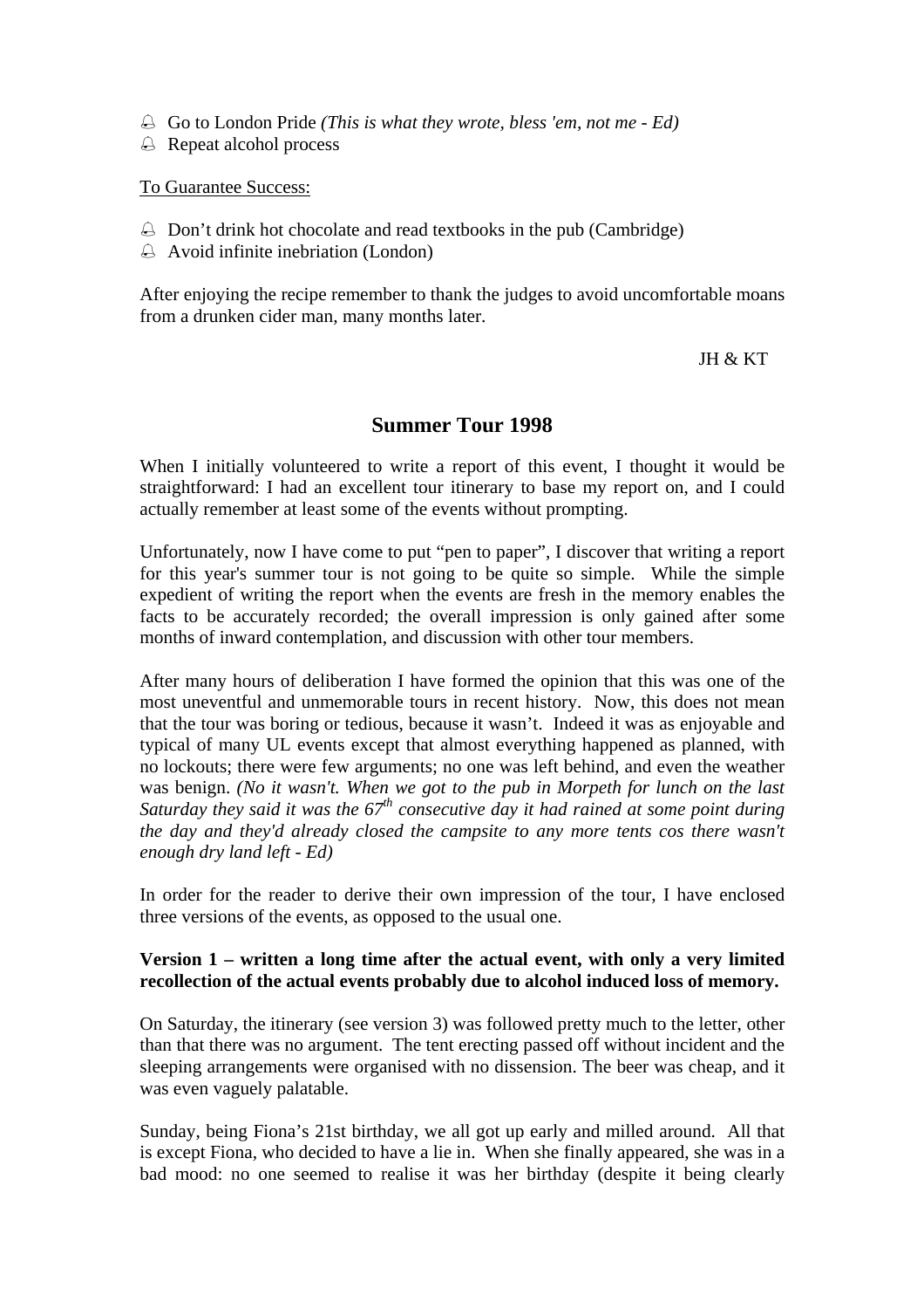- Go to London Pride *(This is what they wrote, bless 'em, not me - Ed)*
- Repeat alcohol process

To Guarantee Success:

- Don't drink hot chocolate and read textbooks in the pub (Cambridge)
- Avoid infinite inebriation (London)

After enjoying the recipe remember to thank the judges to avoid uncomfortable moans from a drunken cider man, many months later.

JH & KT

## Summer Tour 1998

When I initially volunteered to write a report of this event, I thought it would be straightforward: I had an excellent tour itinerary to base my report on, and I could actually remember at least some of the events without prompting.

Unfortunately, now I have come to put "pen to paper", I discover that writing a report for this year's summer tour is not going to be quite so simple. While the simple expedient of writing the report when the events are fresh in the memory enables the facts to be accurately recorded; the overall impression is only gained after some months of inward contemplation, and discussion with other tour members.

After many hours of deliberation I have formed the opinion that this was one of the most uneventful and unmemorable tours in recent history. Now, this does not mean that the tour was boring or tedious, because it wasn't. Indeed it was as enjoyable and typical of many UL events except that almost everything happened as planned, with no lockouts; there were few arguments; no one was left behind, and even the weather was benign. *(No it wasn't. When we got to the pub in Morpeth for lunch on the last Saturday they said it was the 67th consecutive day it had rained at some point during the day and they'd already closed the campsite to any more tents cos there wasn't enough dry land left - Ed)*

In order for the reader to derive their own impression of the tour, I have enclosed three versions of the events, as opposed to the usual one.

**Version 1 – written a long time after the actual event, with only a very limited recollection of the actual events probably due to alcohol induced loss of memory.**

On Saturday, the itinerary (see version 3) was followed pretty much to the letter, other than that there was no argument. The tent erecting passed off without incident and the sleeping arrangements were organised with no dissension. The beer was cheap, and it was even vaguely palatable.

Sunday, being Fiona's 21st birthday, we all got up early and milled around. All that is except Fiona, who decided to have a lie in. When she finally appeared, she was in a bad mood: no one seemed to realise it was her birthday (despite it being clearly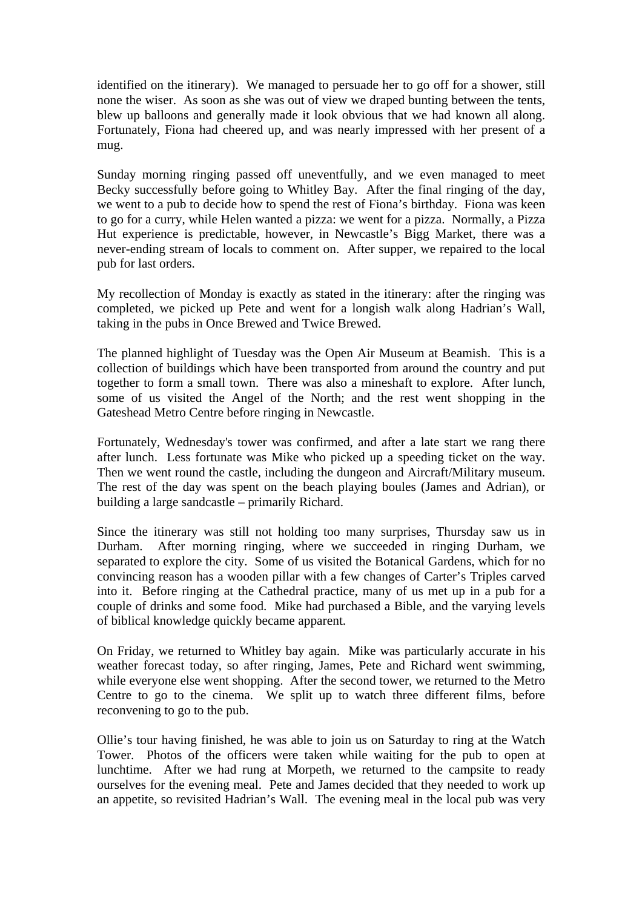identified on the itinerary). We managed to persuade her to go off for a shower, still none the wiser. As soon as she was out of view we draped bunting between the tents, blew up balloons and generally made it look obvious that we had known all along. Fortunately, Fiona had cheered up, and was nearly impressed with her present of a mug.

Sunday morning ringing passed off uneventfully, and we even managed to meet Becky successfully before going to Whitley Bay. After the final ringing of the day, we went to a pub to decide how to spend the rest of Fiona's birthday. Fiona was keen to go for a curry, while Helen wanted a pizza: we went for a pizza. Normally, a Pizza Hut experience is predictable, however, in Newcastle's Bigg Market, there was a never-ending stream of locals to comment on. After supper, we repaired to the local pub for last orders.

My recollection of Monday is exactly as stated in the itinerary: after the ringing was completed, we picked up Pete and went for a longish walk along Hadrian's Wall, taking in the pubs in Once Brewed and Twice Brewed.

The planned highlight of Tuesday was the Open Air Museum at Beamish. This is a collection of buildings which have been transported from around the country and put together to form a small town. There was also a mineshaft to explore. After lunch, some of us visited the Angel of the North; and the rest went shopping in the Gateshead Metro Centre before ringing in Newcastle.

Fortunately, Wednesday's tower was confirmed, and after a late start we rang there after lunch. Less fortunate was Mike who picked up a speeding ticket on the way. Then we went round the castle, including the dungeon and Aircraft/Military museum. The rest of the day was spent on the beach playing boules (James and Adrian), or building a large sandcastle – primarily Richard.

Since the itinerary was still not holding too many surprises, Thursday saw us in Durham. After morning ringing, where we succeeded in ringing Durham, we separated to explore the city. Some of us visited the Botanical Gardens, which for no convincing reason has a wooden pillar with a few changes of Carter's Triples carved into it. Before ringing at the Cathedral practice, many of us met up in a pub for a couple of drinks and some food. Mike had purchased a Bible, and the varying levels of biblical knowledge quickly became apparent.

On Friday, we returned to Whitley bay again. Mike was particularly accurate in his weather forecast today, so after ringing, James, Pete and Richard went swimming, while everyone else went shopping. After the second tower, we returned to the Metro Centre to go to the cinema. We split up to watch three different films, before reconvening to go to the pub.

Ollie's tour having finished, he was able to join us on Saturday to ring at the Watch Tower. Photos of the officers were taken while waiting for the pub to open at lunchtime. After we had rung at Morpeth, we returned to the campsite to ready ourselves for the evening meal. Pete and James decided that they needed to work up an appetite, so revisited Hadrian's Wall. The evening meal in the local pub was very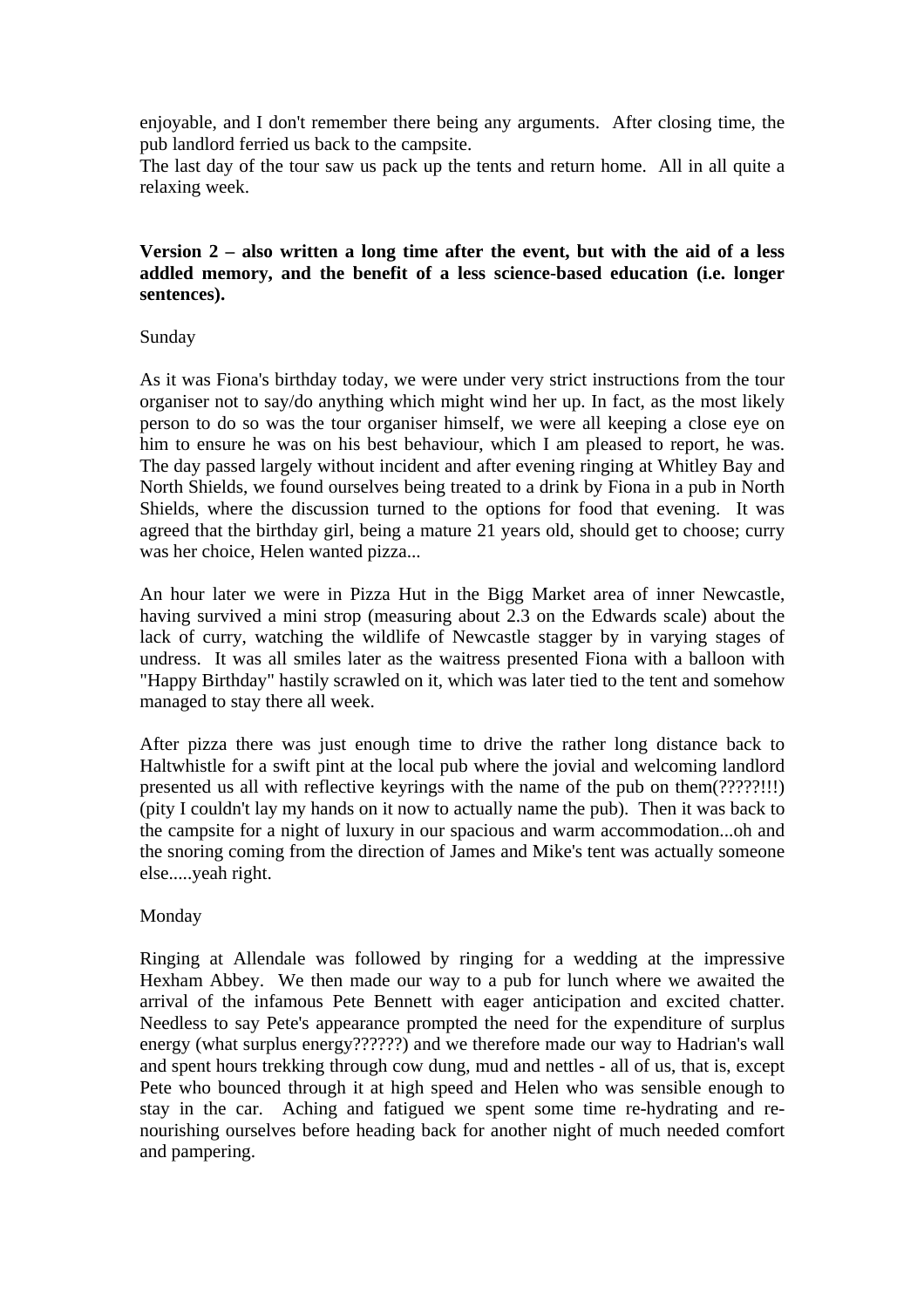enjoyable, and I don't remember there being any arguments. After closing time, the pub landlord ferried us back to the campsite.

The last day of the tour saw us pack up the tents and return home. All in all quite a relaxing week.

**Version 2 – also written a long time after the event, but with the aid of a less addled memory, and the benefit of a less science-based education (i.e. longer sentences).**

Sunday

As it was Fiona's birthday today, we were under very strict instructions from the tour organiser not to say/do anything which might wind her up. In fact, as the most likely person to do so was the tour organiser himself, we were all keeping a close eye on him to ensure he was on his best behaviour, which I am pleased to report, he was. The day passed largely without incident and after evening ringing at Whitley Bay and North Shields, we found ourselves being treated to a drink by Fiona in a pub in North Shields, where the discussion turned to the options for food that evening. It was agreed that the birthday girl, being a mature 21 years old, should get to choose; curry was her choice, Helen wanted pizza...

An hour later we were in Pizza Hut in the Bigg Market area of inner Newcastle, having survived a mini strop (measuring about 2.3 on the Edwards scale) about the lack of curry, watching the wildlife of Newcastle stagger by in varying stages of undress. It was all smiles later as the waitress presented Fiona with a balloon with "Happy Birthday" hastily scrawled on it, which was later tied to the tent and somehow managed to stay there all week.

After pizza there was just enough time to drive the rather long distance back to Haltwhistle for a swift pint at the local pub where the jovial and welcoming landlord presented us all with reflective keyrings with the name of the pub on them(?????!!!) (pity I couldn't lay my hands on it now to actually name the pub). Then it was back to the campsite for a night of luxury in our spacious and warm accommodation...oh and the snoring coming from the direction of James and Mike's tent was actually someone else.....yeah right.

Monday

Ringing at Allendale was followed by ringing for a wedding at the impressive Hexham Abbey. We then made our way to a pub for lunch where we awaited the arrival of the infamous Pete Bennett with eager anticipation and excited chatter. Needless to say Pete's appearance prompted the need for the expenditure of surplus energy (what surplus energy??????) and we therefore made our way to Hadrian's wall and spent hours trekking through cow dung, mud and nettles - all of us, that is, except Pete who bounced through it at high speed and Helen who was sensible enough to stay in the car. Aching and fatigued we spent some time re-hydrating and re-nourishing ourselves before heading back for another night of much needed comfort and pampering.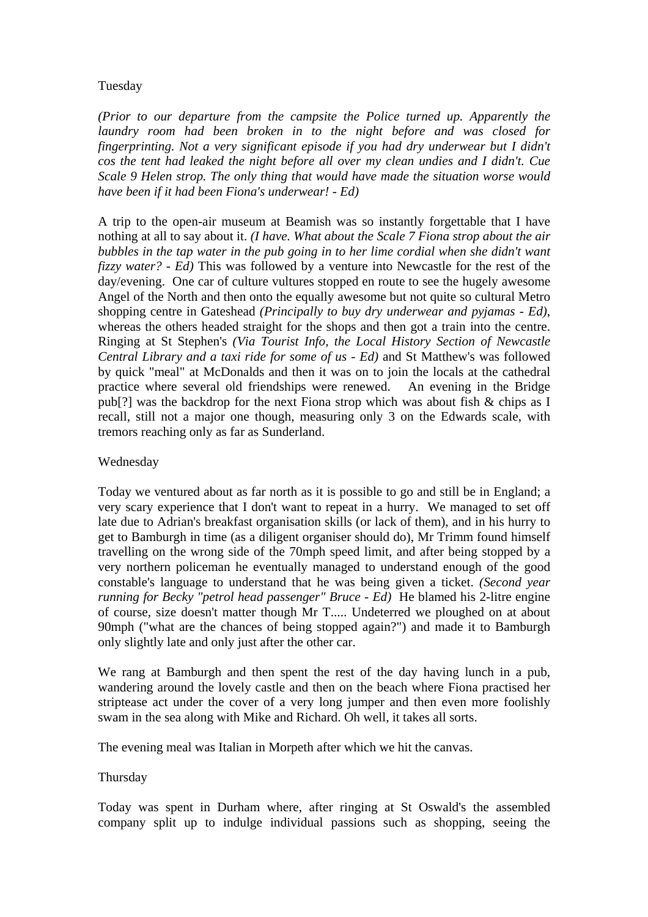Tuesday

*(Prior to our departure from the campsite the Police turned up. Apparently the laundry room had been broken in to the night before and was closed for fingerprinting. Not a very significant episode if you had dry underwear but I didn't cos the tent had leaked the night before all over my clean undies and I didn't. Cue Scale 9 Helen strop. The only thing that would have made the situation worse would have been if it had been Fiona's underwear! - Ed)*

A trip to the open-air museum at Beamish was so instantly forgettable that I have nothing at all to say about it. *(I have. What about the Scale 7 Fiona strop about the air bubbles in the tap water in the pub going in to her lime cordial when she didn't want fizzy water? - Ed)* This was followed by a venture into Newcastle for the rest of the day/evening. One car of culture vultures stopped en route to see the hugely awesome Angel of the North and then onto the equally awesome but not quite so cultural Metro shopping centre in Gateshead *(Principally to buy dry underwear and pyjamas - Ed)*, whereas the others headed straight for the shops and then got a train into the centre. Ringing at St Stephen's *(Via Tourist Info, the Local History Section of Newcastle Central Library and a taxi ride for some of us - Ed)* and St Matthew's was followed by quick "meal" at McDonalds and then it was on to join the locals at the cathedral practice where several old friendships were renewed. An evening in the Bridge pub[?] was the backdrop for the next Fiona strop which was about fish & chips as I recall, still not a major one though, measuring only 3 on the Edwards scale, with tremors reaching only as far as Sunderland.

Wednesday

Today we ventured about as far north as it is possible to go and still be in England; a very scary experience that I don't want to repeat in a hurry. We managed to set off late due to Adrian's breakfast organisation skills (or lack of them), and in his hurry to get to Bamburgh in time (as a diligent organiser should do), Mr Trimm found himself travelling on the wrong side of the 70mph speed limit, and after being stopped by a very northern policeman he eventually managed to understand enough of the good constable's language to understand that he was being given a ticket. *(Second year running for Becky "petrol head passenger" Bruce - Ed)* He blamed his 2-litre engine of course, size doesn't matter though Mr T..... Undeterred we ploughed on at about 90mph ("what are the chances of being stopped again?") and made it to Bamburgh only slightly late and only just after the other car.

We rang at Bamburgh and then spent the rest of the day having lunch in a pub, wandering around the lovely castle and then on the beach where Fiona practised her striptease act under the cover of a very long jumper and then even more foolishly swam in the sea along with Mike and Richard. Oh well, it takes all sorts.

The evening meal was Italian in Morpeth after which we hit the canvas.

Thursday

Today was spent in Durham where, after ringing at St Oswald's the assembled company split up to indulge individual passions such as shopping, seeing the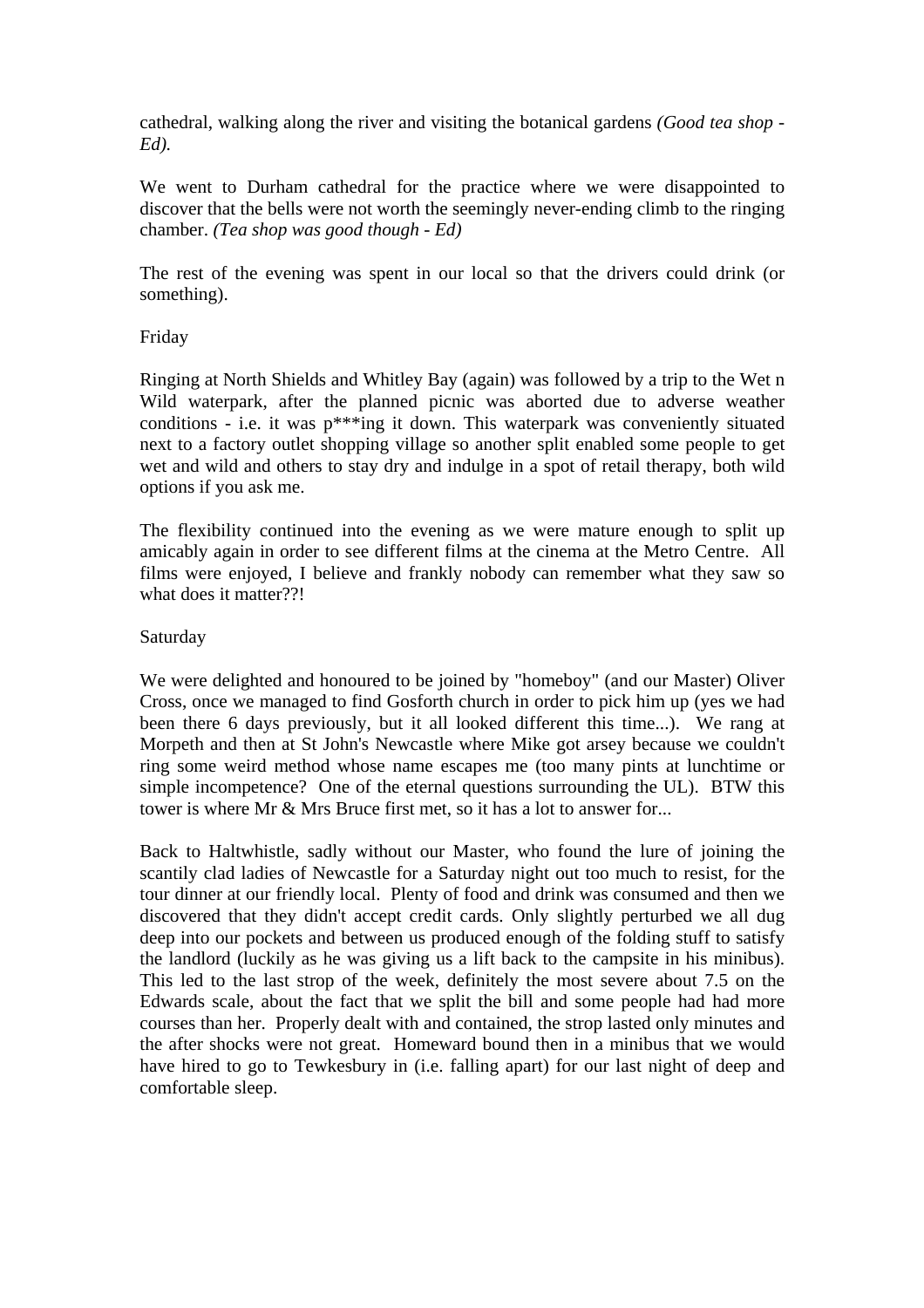cathedral, walking along the river and visiting the botanical gardens *(Good tea shop - Ed).*

We went to Durham cathedral for the practice where we were disappointed to discover that the bells were not worth the seemingly never-ending climb to the ringing chamber. *(Tea shop was good though - Ed)*

The rest of the evening was spent in our local so that the drivers could drink (or something).

Friday

Ringing at North Shields and Whitley Bay (again) was followed by a trip to the Wet n Wild waterpark, after the planned picnic was aborted due to adverse weather conditions - i.e. it was p***ing it down. This waterpark was conveniently situated next to a factory outlet shopping village so another split enabled some people to get wet and wild and others to stay dry and indulge in a spot of retail therapy, both wild options if you ask me.

The flexibility continued into the evening as we were mature enough to split up amicably again in order to see different films at the cinema at the Metro Centre. All films were enjoyed, I believe and frankly nobody can remember what they saw so what does it matter??!

Saturday

We were delighted and honoured to be joined by "homeboy" (and our Master) Oliver Cross, once we managed to find Gosforth church in order to pick him up (yes we had been there 6 days previously, but it all looked different this time...). We rang at Morpeth and then at St John's Newcastle where Mike got arsey because we couldn't ring some weird method whose name escapes me (too many pints at lunchtime or simple incompetence? One of the eternal questions surrounding the UL). BTW this tower is where Mr & Mrs Bruce first met, so it has a lot to answer for...

Back to Haltwhistle, sadly without our Master, who found the lure of joining the scantily clad ladies of Newcastle for a Saturday night out too much to resist, for the tour dinner at our friendly local. Plenty of food and drink was consumed and then we discovered that they didn't accept credit cards. Only slightly perturbed we all dug deep into our pockets and between us produced enough of the folding stuff to satisfy the landlord (luckily as he was giving us a lift back to the campsite in his minibus). This led to the last strop of the week, definitely the most severe about 7.5 on the Edwards scale, about the fact that we split the bill and some people had had more courses than her. Properly dealt with and contained, the strop lasted only minutes and the after shocks were not great. Homeward bound then in a minibus that we would have hired to go to Tewkesbury in (i.e. falling apart) for our last night of deep and comfortable sleep.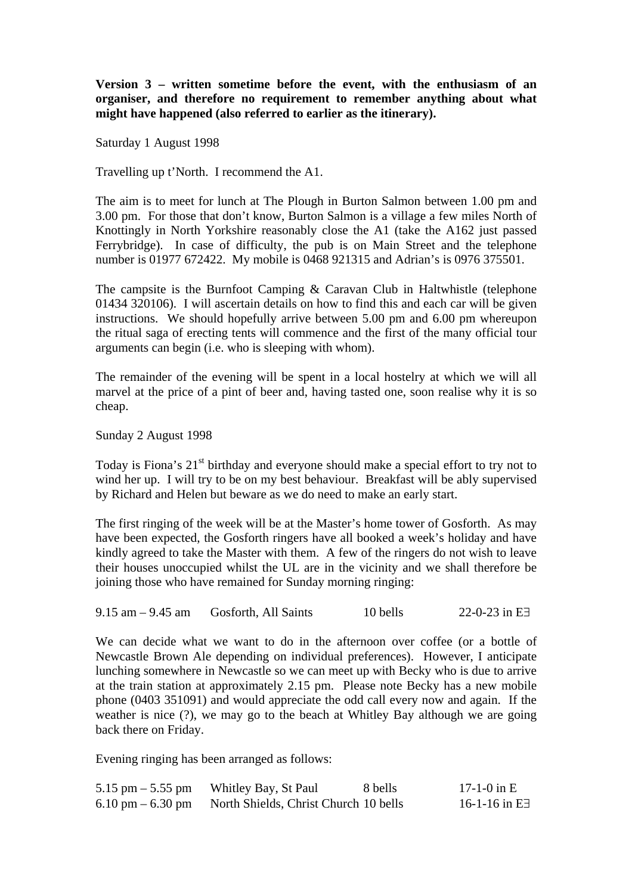**Version 3 – written sometime before the event, with the enthusiasm of an organiser, and therefore no requirement to remember anything about what might have happened (also referred to earlier as the itinerary).**

Saturday 1 August 1998

Travelling up t'North. I recommend the A1.

The aim is to meet for lunch at The Plough in Burton Salmon between 1.00 pm and 3.00 pm. For those that don't know, Burton Salmon is a village a few miles North of Knottingly in North Yorkshire reasonably close the A1 (take the A162 just passed Ferrybridge). In case of difficulty, the pub is on Main Street and the telephone number is 01977 672422. My mobile is 0468 921315 and Adrian's is 0976 375501.

The campsite is the Burnfoot Camping & Caravan Club in Haltwhistle (telephone 01434 320106). I will ascertain details on how to find this and each car will be given instructions. We should hopefully arrive between 5.00 pm and 6.00 pm whereupon the ritual saga of erecting tents will commence and the first of the many official tour arguments can begin (i.e. who is sleeping with whom).

The remainder of the evening will be spent in a local hostelry at which we will all marvel at the price of a pint of beer and, having tasted one, soon realise why it is so cheap.

Sunday 2 August 1998

Today is Fiona's 21st birthday and everyone should make a special effort to try not to wind her up. I will try to be on my best behaviour. Breakfast will be ably supervised by Richard and Helen but beware as we do need to make an early start.

The first ringing of the week will be at the Master's home tower of Gosforth. As may have been expected, the Gosforth ringers have all booked a week's holiday and have kindly agreed to take the Master with them. A few of the ringers do not wish to leave their houses unoccupied whilst the UL are in the vicinity and we shall therefore be joining those who have remained for Sunday morning ringing:

| | | | |
|---|---|---|---|
| 9.15 am – 9.45 am | Gosforth, All Saints | 10 bells | 22-0-23 in E∃ |

We can decide what we want to do in the afternoon over coffee (or a bottle of Newcastle Brown Ale depending on individual preferences). However, I anticipate lunching somewhere in Newcastle so we can meet up with Becky who is due to arrive at the train station at approximately 2.15 pm. Please note Becky has a new mobile phone (0403 351091) and would appreciate the odd call every now and again. If the weather is nice (?), we may go to the beach at Whitley Bay although we are going back there on Friday.

Evening ringing has been arranged as follows:

| | | | |
|---|---|---|---|
| 5.15 pm – 5.55 pm | Whitley Bay, St Paul | 8 bells | 17-1-0 in E |
| 6.10 pm – 6.30 pm | North Shields, Christ Church | 10 bells | 16-1-16 in E∃ |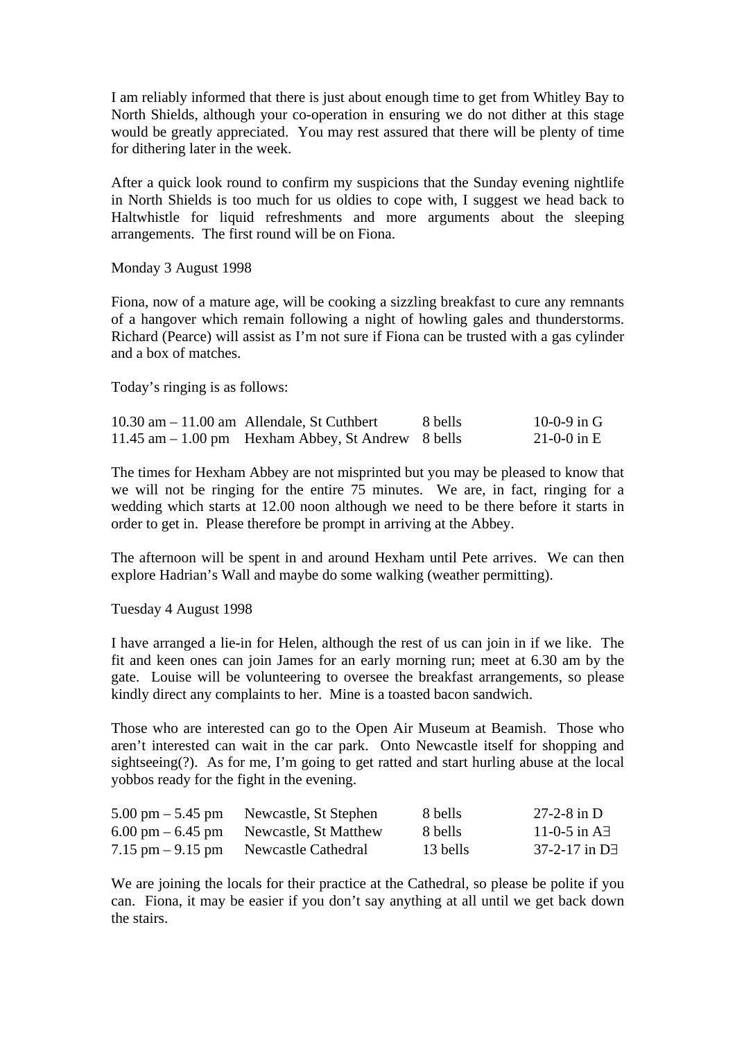I am reliably informed that there is just about enough time to get from Whitley Bay to North Shields, although your co-operation in ensuring we do not dither at this stage would be greatly appreciated. You may rest assured that there will be plenty of time for dithering later in the week.

After a quick look round to confirm my suspicions that the Sunday evening nightlife in North Shields is too much for us oldies to cope with, I suggest we head back to Haltwhistle for liquid refreshments and more arguments about the sleeping arrangements. The first round will be on Fiona.

Monday 3 August 1998

Fiona, now of a mature age, will be cooking a sizzling breakfast to cure any remnants of a hangover which remain following a night of howling gales and thunderstorms. Richard (Pearce) will assist as I'm not sure if Fiona can be trusted with a gas cylinder and a box of matches.

Today's ringing is as follows:

| | | | |
|---|---|---|---|
| 10.30 am – 11.00 am | Allendale, St Cuthbert | 8 bells | 10-0-9 in G |
| 11.45 am – 1.00 pm | Hexham Abbey, St Andrew | 8 bells | 21-0-0 in E |

The times for Hexham Abbey are not misprinted but you may be pleased to know that we will not be ringing for the entire 75 minutes. We are, in fact, ringing for a wedding which starts at 12.00 noon although we need to be there before it starts in order to get in. Please therefore be prompt in arriving at the Abbey.

The afternoon will be spent in and around Hexham until Pete arrives. We can then explore Hadrian's Wall and maybe do some walking (weather permitting).

Tuesday 4 August 1998

I have arranged a lie-in for Helen, although the rest of us can join in if we like. The fit and keen ones can join James for an early morning run; meet at 6.30 am by the gate. Louise will be volunteering to oversee the breakfast arrangements, so please kindly direct any complaints to her. Mine is a toasted bacon sandwich.

Those who are interested can go to the Open Air Museum at Beamish. Those who aren't interested can wait in the car park. Onto Newcastle itself for shopping and sightseeing(?). As for me, I'm going to get ratted and start hurling abuse at the local yobbos ready for the fight in the evening.

| | | | |
|---|---|---|---|
| 5.00 pm – 5.45 pm | Newcastle, St Stephen | 8 bells | 27-2-8 in D |
| 6.00 pm – 6.45 pm | Newcastle, St Matthew | 8 bells | 11-0-5 in A∃ |
| 7.15 pm – 9.15 pm | Newcastle Cathedral | 13 bells | 37-2-17 in D∃ |

We are joining the locals for their practice at the Cathedral, so please be polite if you can. Fiona, it may be easier if you don't say anything at all until we get back down the stairs.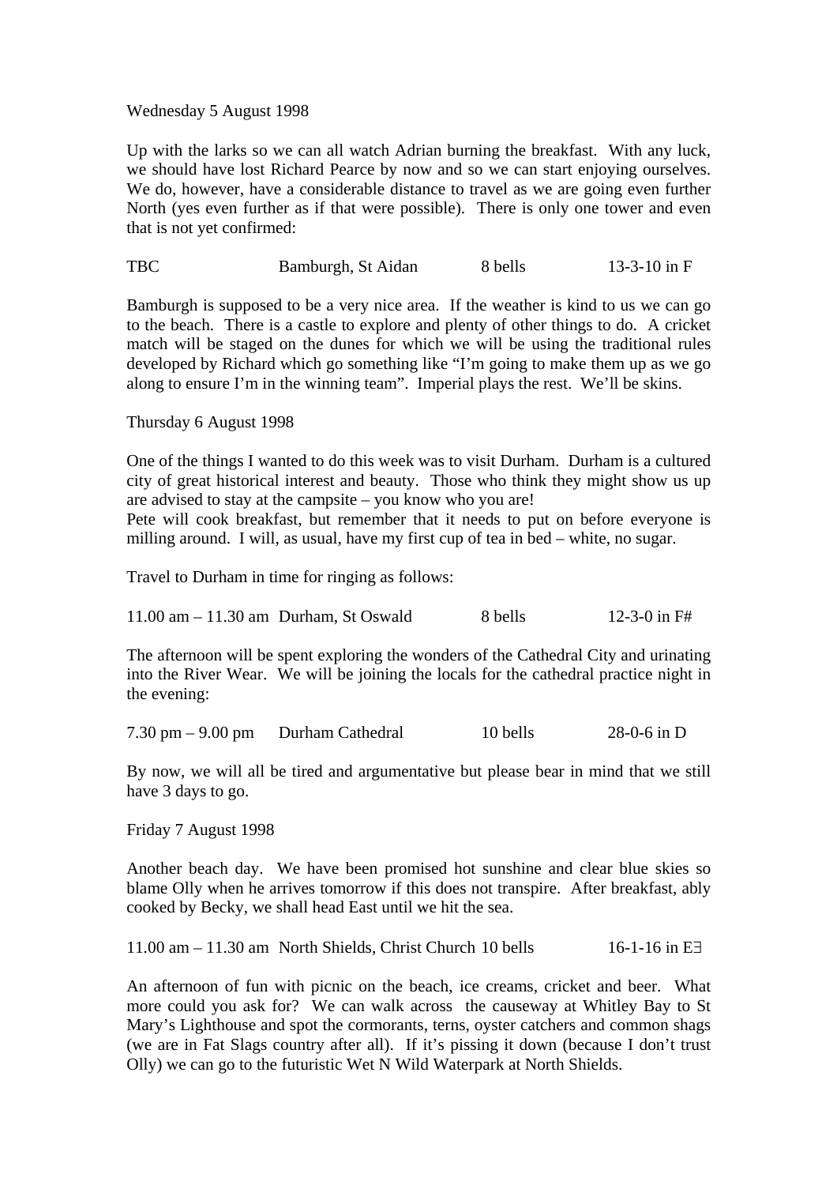Wednesday 5 August 1998

Up with the larks so we can all watch Adrian burning the breakfast. With any luck, we should have lost Richard Pearce by now and so we can start enjoying ourselves. We do, however, have a considerable distance to travel as we are going even further North (yes even further as if that were possible). There is only one tower and even that is not yet confirmed:

| TBC | Bamburgh, St Aidan | 8 bells | 13-3-10 in F |
|---|---|---|---|

Bamburgh is supposed to be a very nice area. If the weather is kind to us we can go to the beach. There is a castle to explore and plenty of other things to do. A cricket match will be staged on the dunes for which we will be using the traditional rules developed by Richard which go something like "I'm going to make them up as we go along to ensure I'm in the winning team". Imperial plays the rest. We'll be skins.

Thursday 6 August 1998

One of the things I wanted to do this week was to visit Durham. Durham is a cultured city of great historical interest and beauty. Those who think they might show us up are advised to stay at the campsite – you know who you are!
Pete will cook breakfast, but remember that it needs to put on before everyone is milling around. I will, as usual, have my first cup of tea in bed – white, no sugar.

Travel to Durham in time for ringing as follows:

| 11.00 am – 11.30 am | Durham, St Oswald | 8 bells | 12-3-0 in F# |
|---|---|---|---|

The afternoon will be spent exploring the wonders of the Cathedral City and urinating into the River Wear. We will be joining the locals for the cathedral practice night in the evening:

| 7.30 pm – 9.00 pm | Durham Cathedral | 10 bells | 28-0-6 in D |
|---|---|---|---|

By now, we will all be tired and argumentative but please bear in mind that we still have 3 days to go.

Friday 7 August 1998

Another beach day. We have been promised hot sunshine and clear blue skies so blame Olly when he arrives tomorrow if this does not transpire. After breakfast, ably cooked by Becky, we shall head East until we hit the sea.

| 11.00 am – 11.30 am | North Shields, Christ Church | 10 bells | 16-1-16 in E∃ |
|---|---|---|---|

An afternoon of fun with picnic on the beach, ice creams, cricket and beer. What more could you ask for? We can walk across the causeway at Whitley Bay to St Mary's Lighthouse and spot the cormorants, terns, oyster catchers and common shags (we are in Fat Slags country after all). If it's pissing it down (because I don't trust Olly) we can go to the futuristic Wet N Wild Waterpark at North Shields.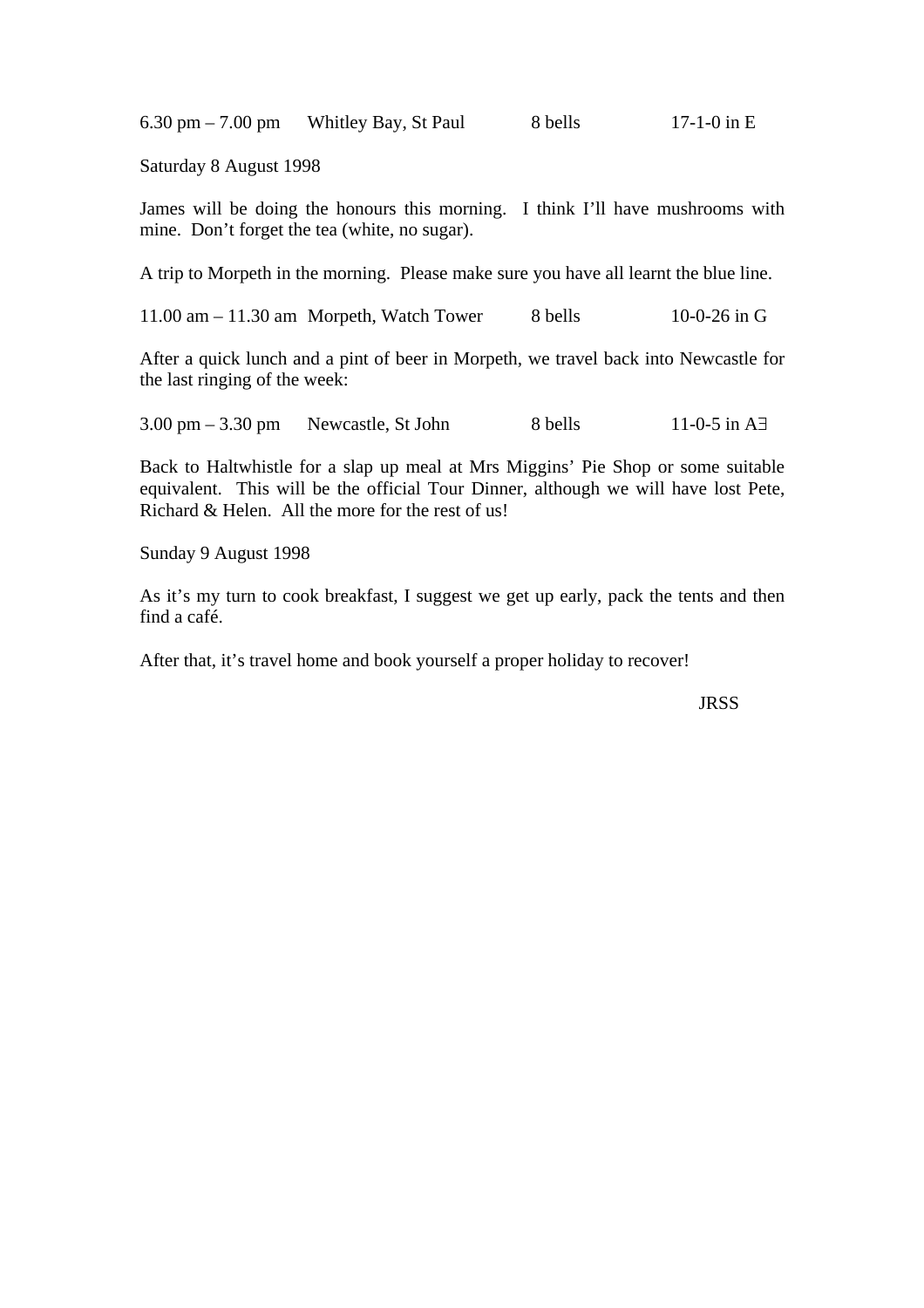| | | | |
|---|---|---|---|
| 6.30 pm – 7.00 pm | Whitley Bay, St Paul | 8 bells | 17-1-0 in E |

Saturday 8 August 1998

James will be doing the honours this morning. I think I'll have mushrooms with mine. Don't forget the tea (white, no sugar).

A trip to Morpeth in the morning. Please make sure you have all learnt the blue line.

| | | | |
|---|---|---|---|
| 11.00 am – 11.30 am | Morpeth, Watch Tower | 8 bells | 10-0-26 in G |

After a quick lunch and a pint of beer in Morpeth, we travel back into Newcastle for the last ringing of the week:

| | | | |
|---|---|---|---|
| 3.00 pm – 3.30 pm | Newcastle, St John | 8 bells | 11-0-5 in A∃ |

Back to Haltwhistle for a slap up meal at Mrs Miggins' Pie Shop or some suitable equivalent. This will be the official Tour Dinner, although we will have lost Pete, Richard & Helen. All the more for the rest of us!

Sunday 9 August 1998

As it's my turn to cook breakfast, I suggest we get up early, pack the tents and then find a café.

After that, it's travel home and book yourself a proper holiday to recover!

JRSS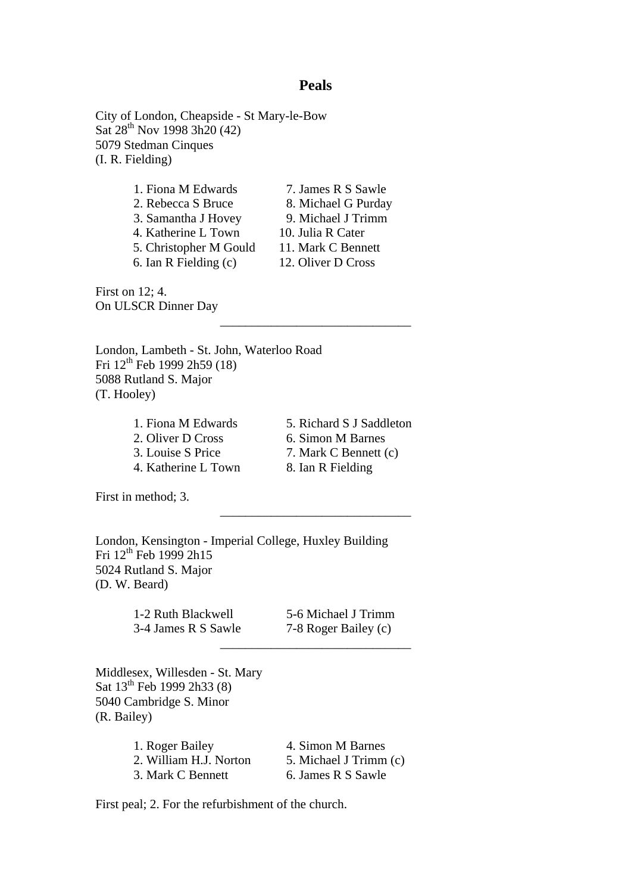## Peals

City of London, Cheapside - St Mary-le-Bow
Sat 28th Nov 1998 3h20 (42)
5079 Stedman Cinques
(I. R. Fielding)

1. Fiona M Edwards
2. Rebecca S Bruce
3. Samantha J Hovey
4. Katherine L Town
5. Christopher M Gould
6. Ian R Fielding (c)
7. James R S Sawle
8. Michael G Purday
9. Michael J Trimm
10. Julia R Cater
11. Mark C Bennett
12. Oliver D Cross

First on 12; 4.
On ULSCR Dinner Day

---

London, Lambeth - St. John, Waterloo Road
Fri 12th Feb 1999 2h59 (18)
5088 Rutland S. Major
(T. Hooley)

1. Fiona M Edwards
2. Oliver D Cross
3. Louise S Price
4. Katherine L Town
5. Richard S J Saddleton
6. Simon M Barnes
7. Mark C Bennett (c)
8. Ian R Fielding

First in method; 3.

---

London, Kensington - Imperial College, Huxley Building
Fri 12th Feb 1999 2h15
5024 Rutland S. Major
(D. W. Beard)

1-2 Ruth Blackwell
3-4 James R S Sawle
5-6 Michael J Trimm
7-8 Roger Bailey (c)

---

Middlesex, Willesden - St. Mary
Sat 13th Feb 1999 2h33 (8)
5040 Cambridge S. Minor
(R. Bailey)

1. Roger Bailey
2. William H.J. Norton
3. Mark C Bennett
4. Simon M Barnes
5. Michael J Trimm (c)
6. James R S Sawle

First peal; 2. For the refurbishment of the church.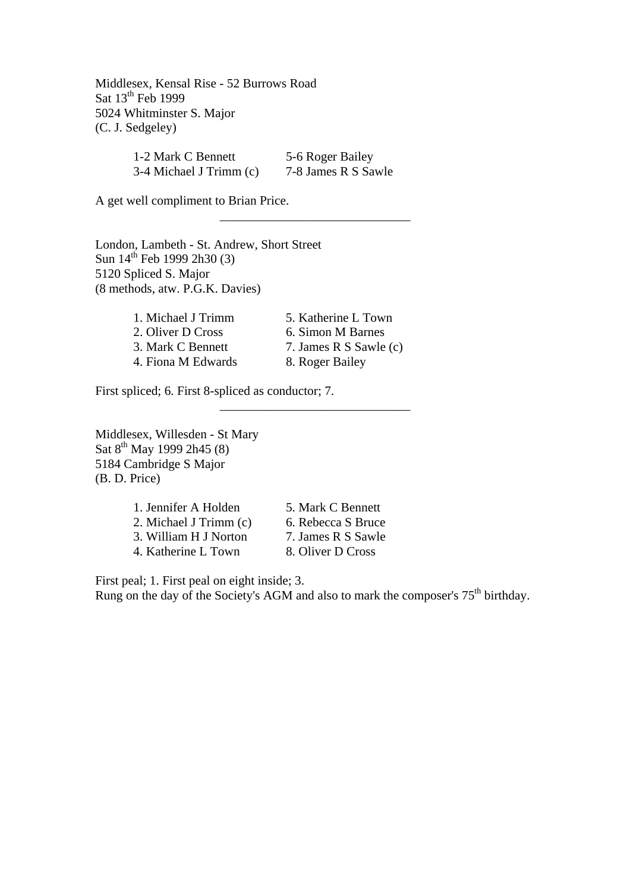Middlesex, Kensal Rise - 52 Burrows Road
Sat 13th Feb 1999
5024 Whitminster S. Major
(C. J. Sedgeley)

| | |
|---|---|
| 1-2 Mark C Bennett | 5-6 Roger Bailey |
| 3-4 Michael J Trimm (c) | 7-8 James R S Sawle |

A get well compliment to Brian Price.

---

London, Lambeth - St. Andrew, Short Street
Sun 14th Feb 1999 2h30 (3)
5120 Spliced S. Major
(8 methods, atw. P.G.K. Davies)

| | |
|---|---|
| 1. Michael J Trimm | 5. Katherine L Town |
| 2. Oliver D Cross | 6. Simon M Barnes |
| 3. Mark C Bennett | 7. James R S Sawle (c) |
| 4. Fiona M Edwards | 8. Roger Bailey |

First spliced; 6. First 8-spliced as conductor; 7.

---

Middlesex, Willesden - St Mary
Sat 8th May 1999 2h45 (8)
5184 Cambridge S Major
(B. D. Price)

| | |
|---|---|
| 1. Jennifer A Holden | 5. Mark C Bennett |
| 2. Michael J Trimm (c) | 6. Rebecca S Bruce |
| 3. William H J Norton | 7. James R S Sawle |
| 4. Katherine L Town | 8. Oliver D Cross |

First peal; 1. First peal on eight inside; 3.
Rung on the day of the Society's AGM and also to mark the composer's 75th birthday.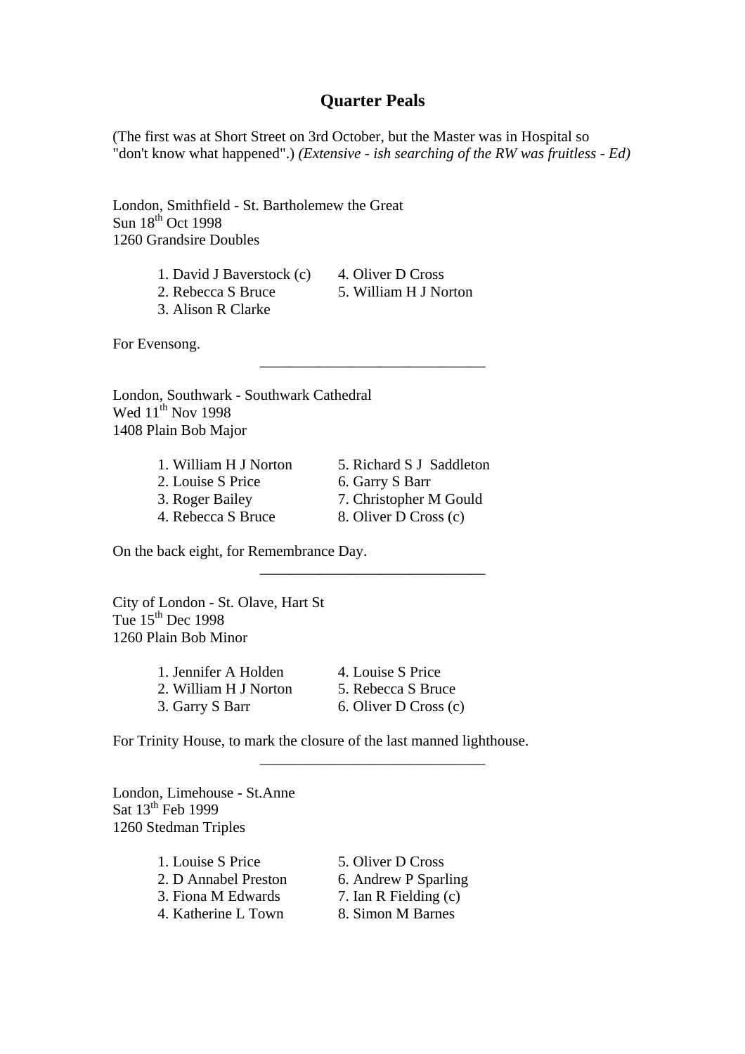## Quarter Peals

(The first was at Short Street on 3rd October, but the Master was in Hospital so "don't know what happened".) *(Extensive - ish searching of the RW was fruitless - Ed)*

London, Smithfield - St. Bartholemew the Great
Sun 18th Oct 1998
1260 Grandsire Doubles

1. David J Baverstock (c)
2. Rebecca S Bruce
3. Alison R Clarke
4. Oliver D Cross
5. William H J Norton

For Evensong.

---

London, Southwark - Southwark Cathedral
Wed 11th Nov 1998
1408 Plain Bob Major

1. William H J Norton
2. Louise S Price
3. Roger Bailey
4. Rebecca S Bruce
5. Richard S J Saddleton
6. Garry S Barr
7. Christopher M Gould
8. Oliver D Cross (c)

On the back eight, for Remembrance Day.

---

City of London - St. Olave, Hart St
Tue 15th Dec 1998
1260 Plain Bob Minor

1. Jennifer A Holden
2. William H J Norton
3. Garry S Barr
4. Louise S Price
5. Rebecca S Bruce
6. Oliver D Cross (c)

For Trinity House, to mark the closure of the last manned lighthouse.

---

London, Limehouse - St.Anne
Sat 13th Feb 1999
1260 Stedman Triples

1. Louise S Price
2. D Annabel Preston
3. Fiona M Edwards
4. Katherine L Town
5. Oliver D Cross
6. Andrew P Sparling
7. Ian R Fielding (c)
8. Simon M Barnes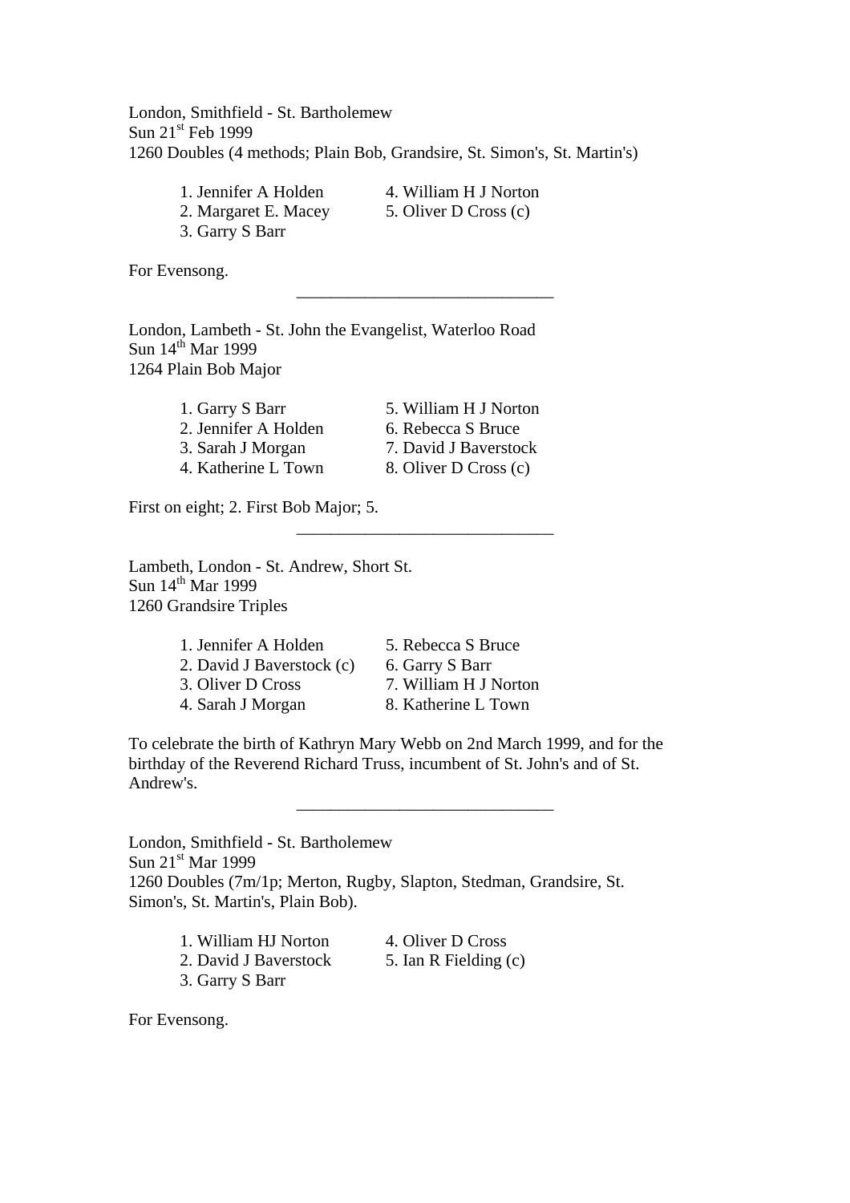London, Smithfield - St. Bartholemew
Sun 21st Feb 1999
1260 Doubles (4 methods; Plain Bob, Grandsire, St. Simon's, St. Martin's)

1. Jennifer A Holden
2. Margaret E. Macey
3. Garry S Barr
4. William H J Norton
5. Oliver D Cross (c)

For Evensong.

---

London, Lambeth - St. John the Evangelist, Waterloo Road
Sun 14th Mar 1999
1264 Plain Bob Major

1. Garry S Barr
2. Jennifer A Holden
3. Sarah J Morgan
4. Katherine L Town
5. William H J Norton
6. Rebecca S Bruce
7. David J Baverstock
8. Oliver D Cross (c)

First on eight; 2. First Bob Major; 5.

---

Lambeth, London - St. Andrew, Short St.
Sun 14th Mar 1999
1260 Grandsire Triples

1. Jennifer A Holden
2. David J Baverstock (c)
3. Oliver D Cross
4. Sarah J Morgan
5. Rebecca S Bruce
6. Garry S Barr
7. William H J Norton
8. Katherine L Town

To celebrate the birth of Kathryn Mary Webb on 2nd March 1999, and for the birthday of the Reverend Richard Truss, incumbent of St. John's and of St. Andrew's.

---

London, Smithfield - St. Bartholemew
Sun 21st Mar 1999
1260 Doubles (7m/1p; Merton, Rugby, Slapton, Stedman, Grandsire, St. Simon's, St. Martin's, Plain Bob).

1. William HJ Norton
2. David J Baverstock
3. Garry S Barr
4. Oliver D Cross
5. Ian R Fielding (c)

For Evensong.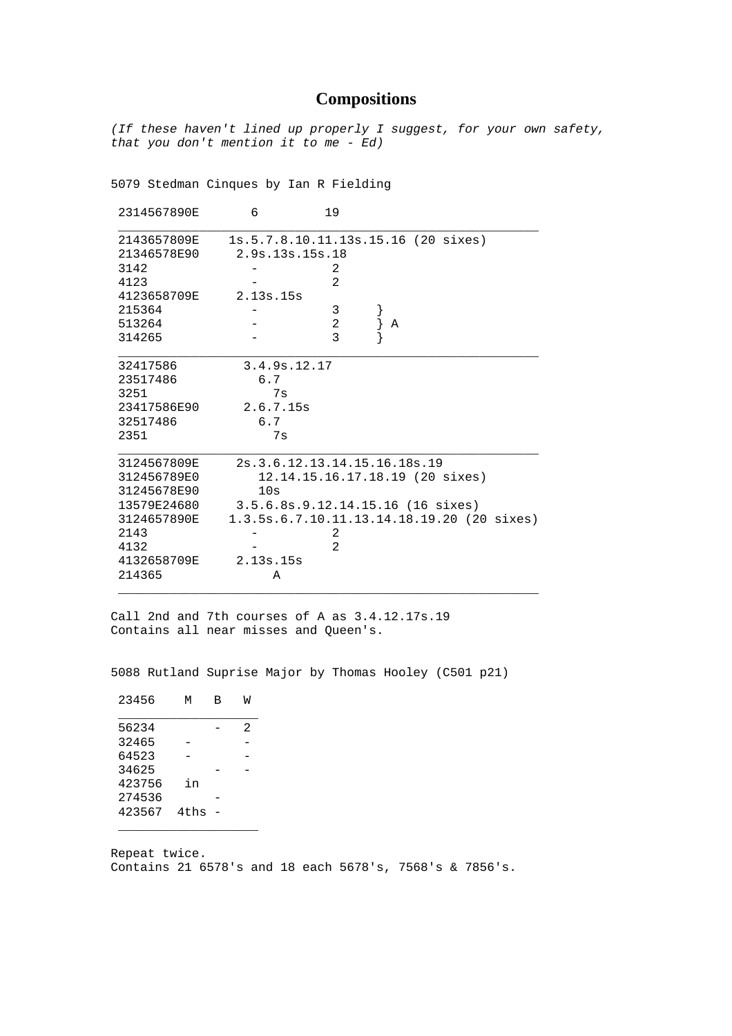## Compositions

*(If these haven't lined up properly I suggest, for your own safety, that you don't mention it to me - Ed)*

5079 Stedman Cinques by Ian R Fielding

```
 2314567890E       6         19
 ______________________________________________________
 2143657809E    1s.5.7.8.10.11.13s.15.16 (20 sixes)
 21346578E90     2.9s.13s.15s.18
 3142              -         2
 4123              -         2
 4123658709E     2.13s.15s
 215364            -         3     }
 513264            -         2     } A
 314265            -         3     }
 ______________________________________________________
 32417586         3.4.9s.12.17
 23517486           6.7
 3251                 7s
 23417586E90      2.6.7.15s
 32517486           6.7
 2351                 7s
 ______________________________________________________
 3124567809E     2s.3.6.12.13.14.15.16.18s.19
 312456789E0        12.14.15.16.17.18.19 (20 sixes)
 31245678E90         10s
 13579E24680     3.5.6.8s.9.12.14.15.16 (16 sixes)
 3124657890E    1.3.5s.6.7.10.11.13.14.18.19.20 (20 sixes)
 2143              -         2
 4132              -         2
 4132658709E     2.13s.15s
 214365               A
 ______________________________________________________
```

Call 2nd and 7th courses of A as 3.4.12.17s.19
Contains all near misses and Queen's.

5088 Rutland Suprise Major by Thomas Hooley (C501 p21)

```
 23456    M   B   W
 __________________
 56234        -   2
 32465    -       -
 64523    -       -
 34625        -   -
 423756   in
 274536       -
 423567  4ths -
 __________________
```

Repeat twice.
Contains 21 6578's and 18 each 5678's, 7568's & 7856's.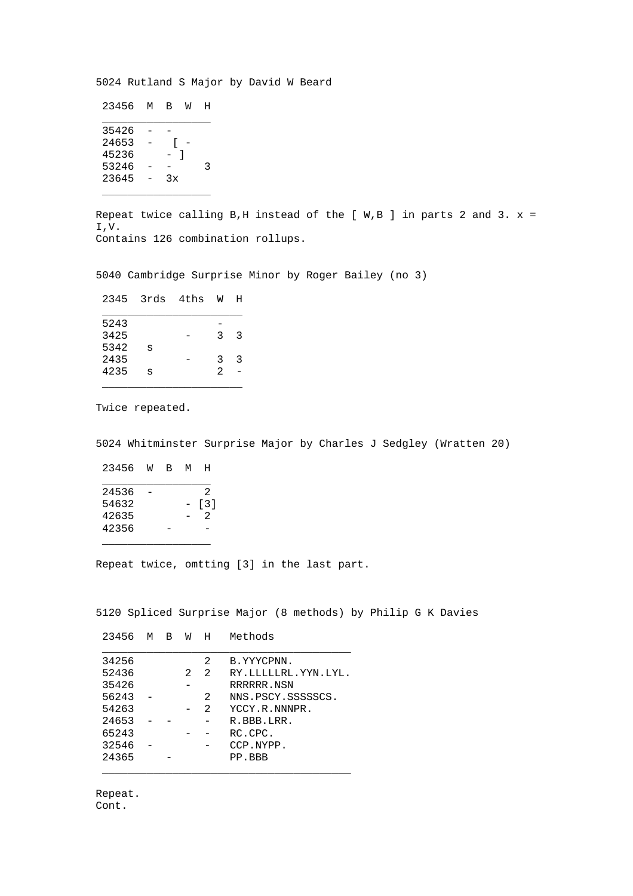5024 Rutland S Major by David W Beard

| 23456 | M | B | W | H |
|---|---|---|---|---|
| 35426 | - | - | | |
| 24653 | - | | [ - | |
| 45236 | | - ] | | |
| 53246 | - | - | | 3 |
| 23645 | - | 3x | | |

Repeat twice calling B,H instead of the [ W,B ] in parts 2 and 3. x = I,V.
Contains 126 combination rollups.

5040 Cambridge Surprise Minor by Roger Bailey (no 3)

| 2345 | 3rds | 4ths | W | H |
|---|---|---|---|---|
| 5243 | | | - | |
| 3425 | | - | 3 | 3 |
| 5342 | s | | | |
| 2435 | | - | 3 | 3 |
| 4235 | s | | 2 | - |

Twice repeated.

5024 Whitminster Surprise Major by Charles J Sedgley (Wratten 20)

| 23456 | W | B | M | H |
|---|---|---|---|---|
| 24536 | - | | | 2 |
| 54632 | | | - | [3] |
| 42635 | | | - | 2 |
| 42356 | | - | | - |

Repeat twice, omtting [3] in the last part.

5120 Spliced Surprise Major (8 methods) by Philip G K Davies

| 23456 | M | B | W | H | Methods |
|---|---|---|---|---|---|
| 34256 | | | | 2 | B.YYYCPNN. |
| 52436 | | | 2 | 2 | RY.LLLLLRL.YYN.LYL. |
| 35426 | | | - | | RRRRRR.NSN |
| 56243 | - | | | 2 | NNS.PSCY.SSSSSCS. |
| 54263 | | | - | 2 | YCCY.R.NNNPR. |
| 24653 | - | - | | - | R.BBB.LRR. |
| 65243 | | | - | - | RC.CPC. |
| 32546 | - | | | - | CCP.NYPP. |
| 24365 | | - | | | PP.BBB |

Repeat.
Cont.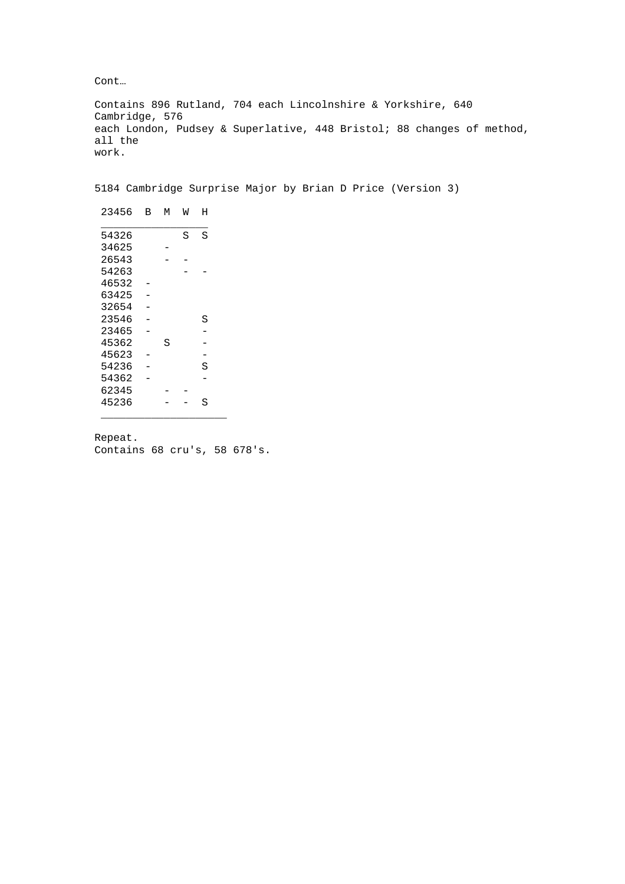Cont…

Contains 896 Rutland, 704 each Lincolnshire & Yorkshire, 640 Cambridge, 576 each London, Pudsey & Superlative, 448 Bristol; 88 changes of method, all the work.

5184 Cambridge Surprise Major by Brian D Price (Version 3)

| 23456 | B | M | W | H |
|---|---|---|---|---|
| 54326 | | | S | S |
| 34625 | | - | | |
| 26543 | | - | - | |
| 54263 | | | - | - |
| 46532 | - | | | |
| 63425 | - | | | |
| 32654 | - | | | |
| 23546 | - | | | S |
| 23465 | - | | | - |
| 45362 | | S | | - |
| 45623 | - | | | - |
| 54236 | - | | | S |
| 54362 | - | | | - |
| 62345 | | - | - | |
| 45236 | | - | - | S |

Repeat.
Contains 68 cru's, 58 678's.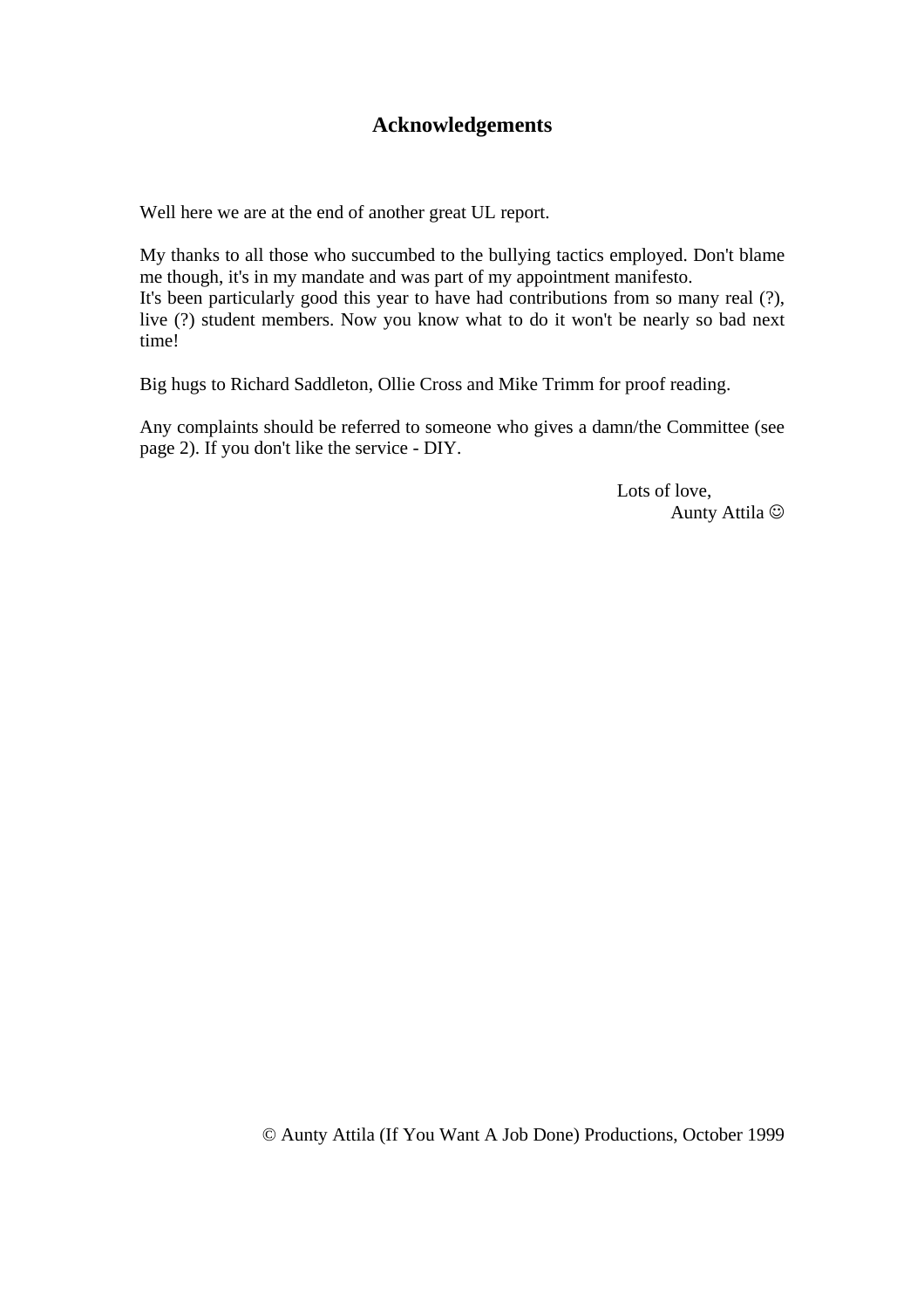## Acknowledgements

Well here we are at the end of another great UL report.

My thanks to all those who succumbed to the bullying tactics employed. Don't blame me though, it's in my mandate and was part of my appointment manifesto.
It's been particularly good this year to have had contributions from so many real (?), live (?) student members. Now you know what to do it won't be nearly so bad next time!

Big hugs to Richard Saddleton, Ollie Cross and Mike Trimm for proof reading.

Any complaints should be referred to someone who gives a damn/the Committee (see page 2). If you don't like the service - DIY.

Lots of love,
Aunty Attila ☺

© Aunty Attila (If You Want A Job Done) Productions, October 1999